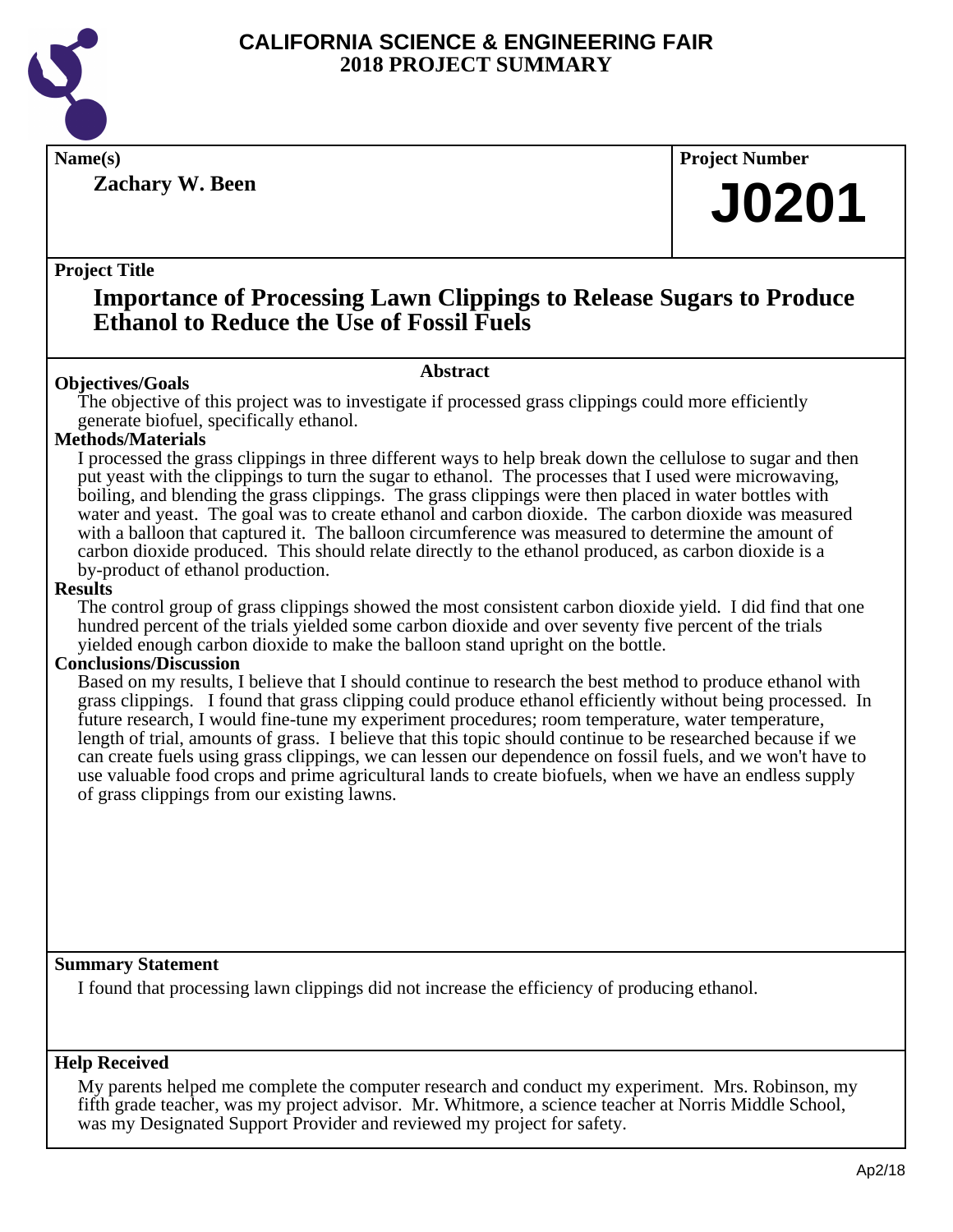# CALIFORNIA SCIENCE & ENGINEERING FAIR
## 2018 PROJECT SUMMARY

**Name(s)**

**Zachary W. Been**

**Project Number**

**J0201**

**Project Title**

## Importance of Processing Lawn Clippings to Release Sugars to Produce Ethanol to Reduce the Use of Fossil Fuels

### Abstract

**Objectives/Goals**

The objective of this project was to investigate if processed grass clippings could more efficiently generate biofuel, specifically ethanol.

**Methods/Materials**

I processed the grass clippings in three different ways to help break down the cellulose to sugar and then put yeast with the clippings to turn the sugar to ethanol. The processes that I used were microwaving, boiling, and blending the grass clippings. The grass clippings were then placed in water bottles with water and yeast. The goal was to create ethanol and carbon dioxide. The carbon dioxide was measured with a balloon that captured it. The balloon circumference was measured to determine the amount of carbon dioxide produced. This should relate directly to the ethanol produced, as carbon dioxide is a by-product of ethanol production.

**Results**

The control group of grass clippings showed the most consistent carbon dioxide yield. I did find that one hundred percent of the trials yielded some carbon dioxide and over seventy five percent of the trials yielded enough carbon dioxide to make the balloon stand upright on the bottle.

**Conclusions/Discussion**

Based on my results, I believe that I should continue to research the best method to produce ethanol with grass clippings. I found that grass clipping could produce ethanol efficiently without being processed. In future research, I would fine-tune my experiment procedures; room temperature, water temperature, length of trial, amounts of grass. I believe that this topic should continue to be researched because if we can create fuels using grass clippings, we can lessen our dependence on fossil fuels, and we won't have to use valuable food crops and prime agricultural lands to create biofuels, when we have an endless supply of grass clippings from our existing lawns.

**Summary Statement**

I found that processing lawn clippings did not increase the efficiency of producing ethanol.

**Help Received**

My parents helped me complete the computer research and conduct my experiment. Mrs. Robinson, my fifth grade teacher, was my project advisor. Mr. Whitmore, a science teacher at Norris Middle School, was my Designated Support Provider and reviewed my project for safety.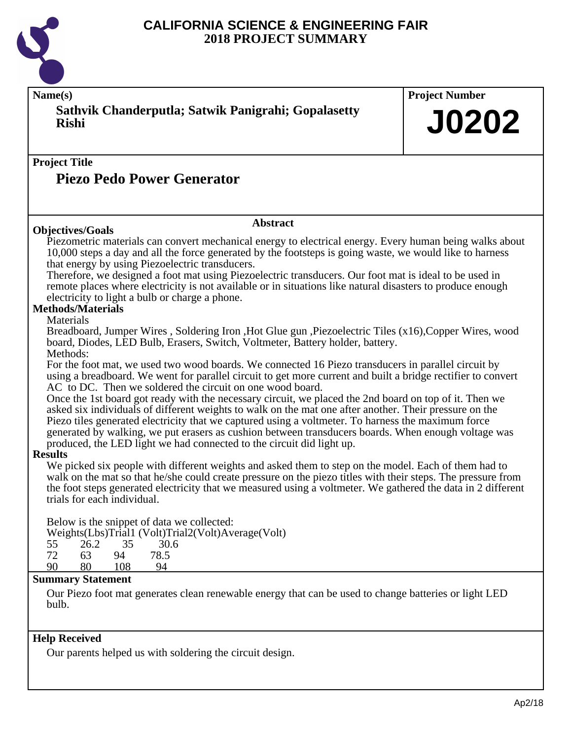# CALIFORNIA SCIENCE & ENGINEERING FAIR
## 2018 PROJECT SUMMARY

**Name(s)**

**Sathvik Chanderputla; Satwik Panigrahi; Gopalasetty Rishi**

**Project Number**

**J0202**

**Project Title**

## Piezo Pedo Power Generator

### Abstract

**Objectives/Goals**

Piezometric materials can convert mechanical energy to electrical energy. Every human being walks about 10,000 steps a day and all the force generated by the footsteps is going waste, we would like to harness that energy by using Piezoelectric transducers.
Therefore, we designed a foot mat using Piezoelectric transducers. Our foot mat is ideal to be used in remote places where electricity is not available or in situations like natural disasters to produce enough electricity to light a bulb or charge a phone.

**Methods/Materials**

Materials
Breadboard, Jumper Wires , Soldering Iron ,Hot Glue gun ,Piezoelectric Tiles (x16),Copper Wires, wood board, Diodes, LED Bulb, Erasers, Switch, Voltmeter, Battery holder, battery.
Methods:
For the foot mat, we used two wood boards. We connected 16 Piezo transducers in parallel circuit by using a breadboard. We went for parallel circuit to get more current and built a bridge rectifier to convert AC to DC. Then we soldered the circuit on one wood board.
Once the 1st board got ready with the necessary circuit, we placed the 2nd board on top of it. Then we asked six individuals of different weights to walk on the mat one after another. Their pressure on the Piezo tiles generated electricity that we captured using a voltmeter. To harness the maximum force generated by walking, we put erasers as cushion between transducers boards. When enough voltage was produced, the LED light we had connected to the circuit did light up.

**Results**

We picked six people with different weights and asked them to step on the model. Each of them had to walk on the mat so that he/she could create pressure on the piezo titles with their steps. The pressure from the foot steps generated electricity that we measured using a voltmeter. We gathered the data in 2 different trials for each individual.

Below is the snippet of data we collected:

| Weights(Lbs) | Trial1 (Volt) | Trial2(Volt) | Average(Volt) |
|---|---|---|---|
| 55 | 26.2 | 35 | 30.6 |
| 72 | 63 | 94 | 78.5 |
| 90 | 80 | 108 | 94 |

**Summary Statement**

Our Piezo foot mat generates clean renewable energy that can be used to change batteries or light LED bulb.

**Help Received**

Our parents helped us with soldering the circuit design.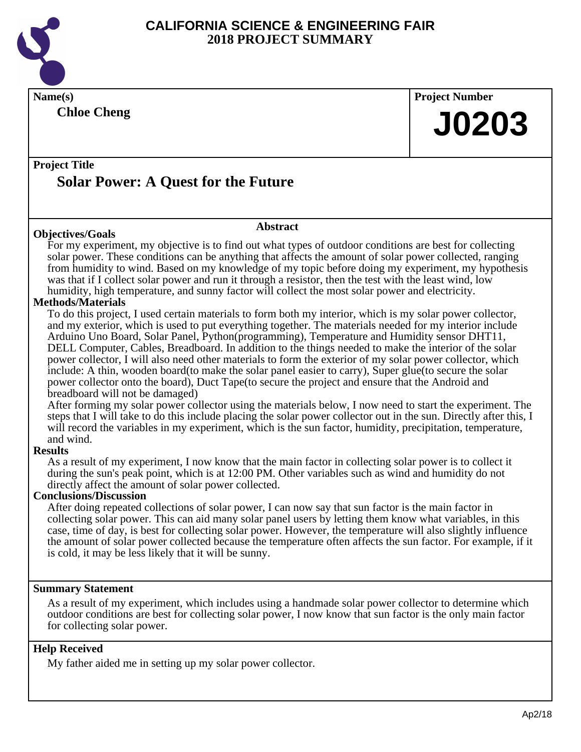# CALIFORNIA SCIENCE & ENGINEERING FAIR
## 2018 PROJECT SUMMARY

**Name(s)**

**Chloe Cheng**

**Project Number**

**J0203**

**Project Title**

## Solar Power: A Quest for the Future

### Abstract

**Objectives/Goals**

For my experiment, my objective is to find out what types of outdoor conditions are best for collecting solar power. These conditions can be anything that affects the amount of solar power collected, ranging from humidity to wind. Based on my knowledge of my topic before doing my experiment, my hypothesis was that if I collect solar power and run it through a resistor, then the test with the least wind, low humidity, high temperature, and sunny factor will collect the most solar power and electricity.

**Methods/Materials**

To do this project, I used certain materials to form both my interior, which is my solar power collector, and my exterior, which is used to put everything together. The materials needed for my interior include Arduino Uno Board, Solar Panel, Python(programming), Temperature and Humidity sensor DHT11, DELL Computer, Cables, Breadboard. In addition to the things needed to make the interior of the solar power collector, I will also need other materials to form the exterior of my solar power collector, which include: A thin, wooden board(to make the solar panel easier to carry), Super glue(to secure the solar power collector onto the board), Duct Tape(to secure the project and ensure that the Android and breadboard will not be damaged)

After forming my solar power collector using the materials below, I now need to start the experiment. The steps that I will take to do this include placing the solar power collector out in the sun. Directly after this, I will record the variables in my experiment, which is the sun factor, humidity, precipitation, temperature, and wind.

**Results**

As a result of my experiment, I now know that the main factor in collecting solar power is to collect it during the sun's peak point, which is at 12:00 PM. Other variables such as wind and humidity do not directly affect the amount of solar power collected.

**Conclusions/Discussion**

After doing repeated collections of solar power, I can now say that sun factor is the main factor in collecting solar power. This can aid many solar panel users by letting them know what variables, in this case, time of day, is best for collecting solar power. However, the temperature will also slightly influence the amount of solar power collected because the temperature often affects the sun factor. For example, if it is cold, it may be less likely that it will be sunny.

**Summary Statement**

As a result of my experiment, which includes using a handmade solar power collector to determine which outdoor conditions are best for collecting solar power, I now know that sun factor is the only main factor for collecting solar power.

**Help Received**

My father aided me in setting up my solar power collector.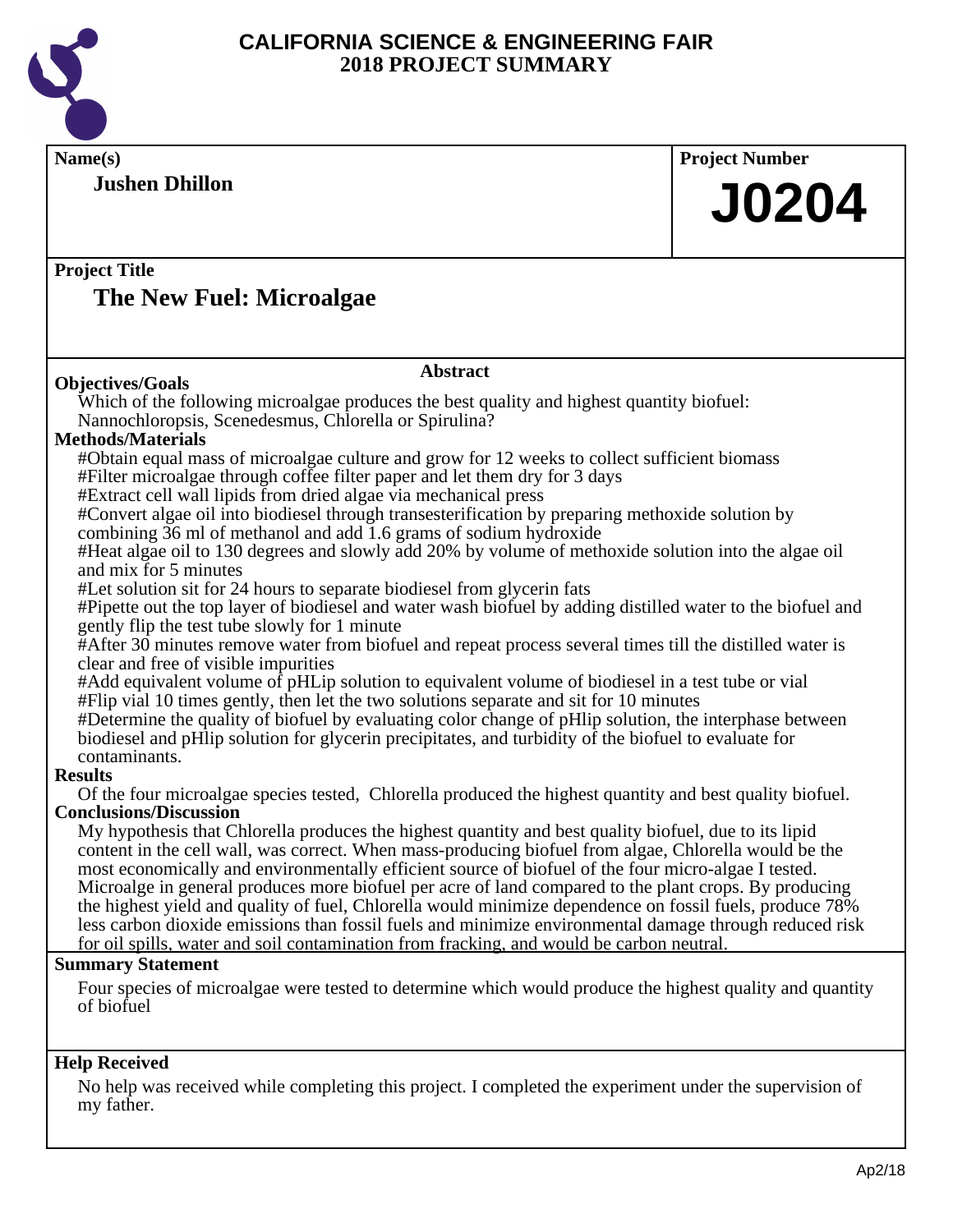# CALIFORNIA SCIENCE & ENGINEERING FAIR
# 2018 PROJECT SUMMARY

**Name(s)**

**Jushen Dhillon**

**Project Number**

**J0204**

**Project Title**

## The New Fuel: Microalgae

**Abstract**

**Objectives/Goals**

Which of the following microalgae produces the best quality and highest quantity biofuel: Nannochloropsis, Scenedesmus, Chlorella or Spirulina?

**Methods/Materials**

#Obtain equal mass of microalgae culture and grow for 12 weeks to collect sufficient biomass
#Filter microalgae through coffee filter paper and let them dry for 3 days
#Extract cell wall lipids from dried algae via mechanical press
#Convert algae oil into biodiesel through transesterification by preparing methoxide solution by combining 36 ml of methanol and add 1.6 grams of sodium hydroxide
#Heat algae oil to 130 degrees and slowly add 20% by volume of methoxide solution into the algae oil and mix for 5 minutes
#Let solution sit for 24 hours to separate biodiesel from glycerin fats
#Pipette out the top layer of biodiesel and water wash biofuel by adding distilled water to the biofuel and gently flip the test tube slowly for 1 minute
#After 30 minutes remove water from biofuel and repeat process several times till the distilled water is clear and free of visible impurities
#Add equivalent volume of pHLip solution to equivalent volume of biodiesel in a test tube or vial
#Flip vial 10 times gently, then let the two solutions separate and sit for 10 minutes
#Determine the quality of biofuel by evaluating color change of pHlip solution, the interphase between biodiesel and pHlip solution for glycerin precipitates, and turbidity of the biofuel to evaluate for contaminants.

**Results**

Of the four microalgae species tested, Chlorella produced the highest quantity and best quality biofuel.

**Conclusions/Discussion**

My hypothesis that Chlorella produces the highest quantity and best quality biofuel, due to its lipid content in the cell wall, was correct. When mass-producing biofuel from algae, Chlorella would be the most economically and environmentally efficient source of biofuel of the four micro-algae I tested. Microalge in general produces more biofuel per acre of land compared to the plant crops. By producing the highest yield and quality of fuel, Chlorella would minimize dependence on fossil fuels, produce 78% less carbon dioxide emissions than fossil fuels and minimize environmental damage through reduced risk for oil spills, water and soil contamination from fracking, and would be carbon neutral.

**Summary Statement**

Four species of microalgae were tested to determine which would produce the highest quality and quantity of biofuel

**Help Received**

No help was received while completing this project. I completed the experiment under the supervision of my father.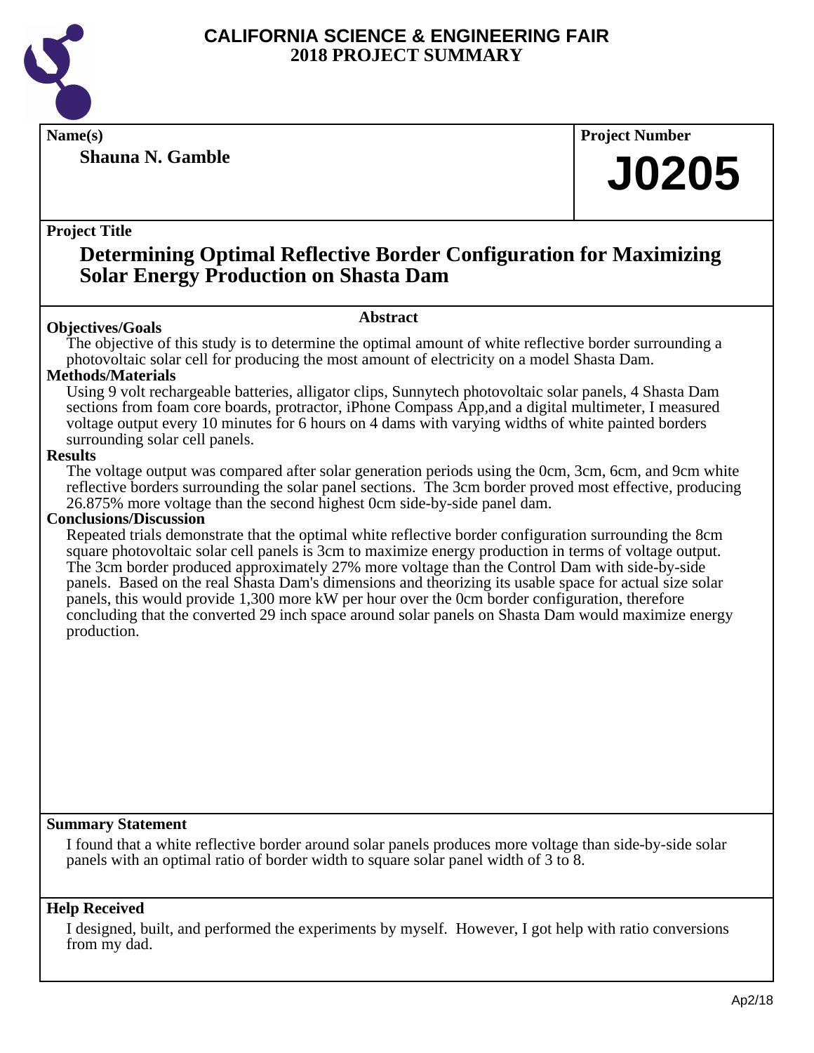# CALIFORNIA SCIENCE & ENGINEERING FAIR
## 2018 PROJECT SUMMARY

**Name(s)**

**Shauna N. Gamble**

**Project Number**

**J0205**

**Project Title**

## Determining Optimal Reflective Border Configuration for Maximizing Solar Energy Production on Shasta Dam

### Abstract

**Objectives/Goals**

The objective of this study is to determine the optimal amount of white reflective border surrounding a photovoltaic solar cell for producing the most amount of electricity on a model Shasta Dam.

**Methods/Materials**

Using 9 volt rechargeable batteries, alligator clips, Sunnytech photovoltaic solar panels, 4 Shasta Dam sections from foam core boards, protractor, iPhone Compass App,and a digital multimeter, I measured voltage output every 10 minutes for 6 hours on 4 dams with varying widths of white painted borders surrounding solar cell panels.

**Results**

The voltage output was compared after solar generation periods using the 0cm, 3cm, 6cm, and 9cm white reflective borders surrounding the solar panel sections. The 3cm border proved most effective, producing 26.875% more voltage than the second highest 0cm side-by-side panel dam.

**Conclusions/Discussion**

Repeated trials demonstrate that the optimal white reflective border configuration surrounding the 8cm square photovoltaic solar cell panels is 3cm to maximize energy production in terms of voltage output. The 3cm border produced approximately 27% more voltage than the Control Dam with side-by-side panels. Based on the real Shasta Dam's dimensions and theorizing its usable space for actual size solar panels, this would provide 1,300 more kW per hour over the 0cm border configuration, therefore concluding that the converted 29 inch space around solar panels on Shasta Dam would maximize energy production.

**Summary Statement**

I found that a white reflective border around solar panels produces more voltage than side-by-side solar panels with an optimal ratio of border width to square solar panel width of 3 to 8.

**Help Received**

I designed, built, and performed the experiments by myself. However, I got help with ratio conversions from my dad.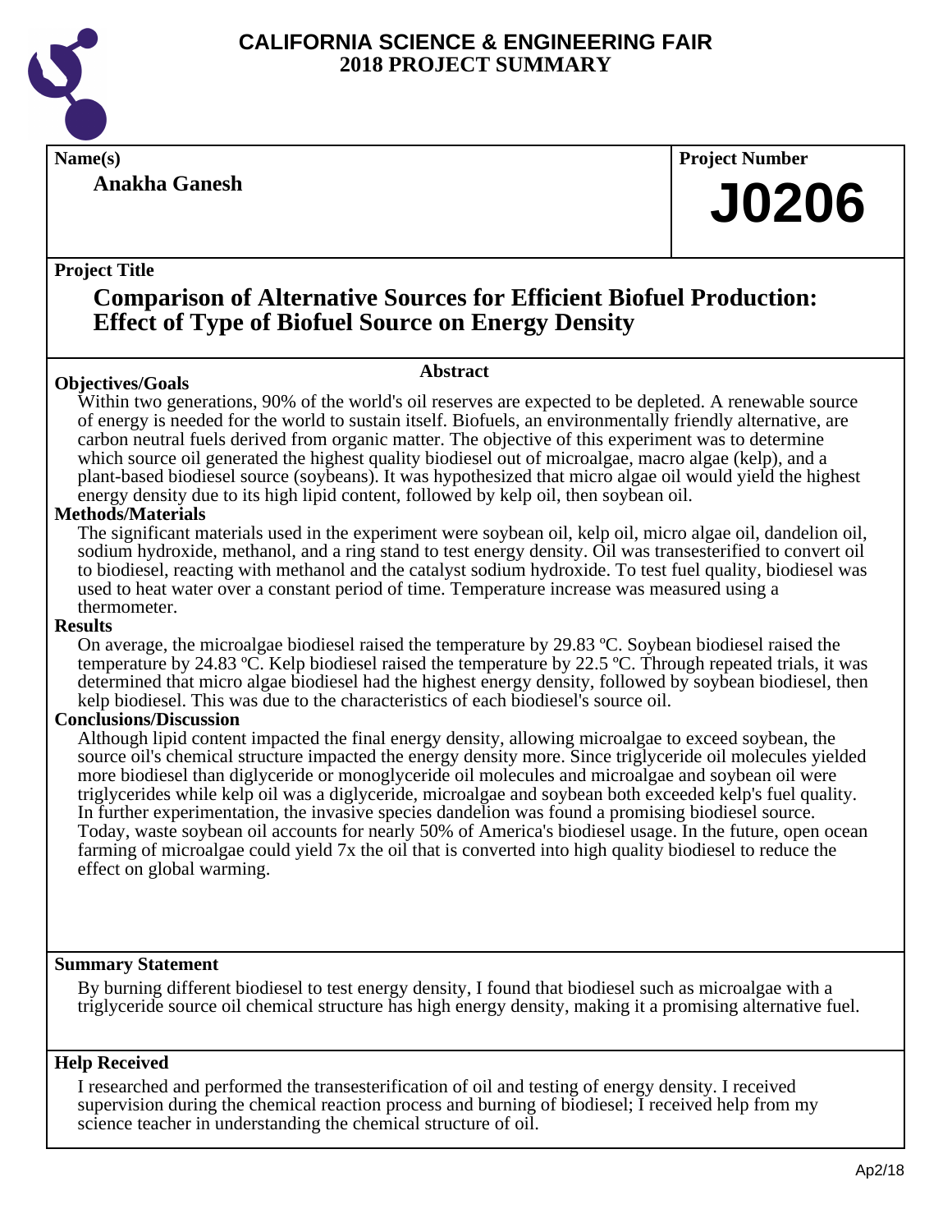# CALIFORNIA SCIENCE & ENGINEERING FAIR
## 2018 PROJECT SUMMARY

**Name(s)**

**Anakha Ganesh**

**Project Number**

**J0206**

**Project Title**

## Comparison of Alternative Sources for Efficient Biofuel Production: Effect of Type of Biofuel Source on Energy Density

### Abstract

**Objectives/Goals**

Within two generations, 90% of the world's oil reserves are expected to be depleted. A renewable source of energy is needed for the world to sustain itself. Biofuels, an environmentally friendly alternative, are carbon neutral fuels derived from organic matter. The objective of this experiment was to determine which source oil generated the highest quality biodiesel out of microalgae, macro algae (kelp), and a plant-based biodiesel source (soybeans). It was hypothesized that micro algae oil would yield the highest energy density due to its high lipid content, followed by kelp oil, then soybean oil.

**Methods/Materials**

The significant materials used in the experiment were soybean oil, kelp oil, micro algae oil, dandelion oil, sodium hydroxide, methanol, and a ring stand to test energy density. Oil was transesterified to convert oil to biodiesel, reacting with methanol and the catalyst sodium hydroxide. To test fuel quality, biodiesel was used to heat water over a constant period of time. Temperature increase was measured using a thermometer.

**Results**

On average, the microalgae biodiesel raised the temperature by 29.83 ºC. Soybean biodiesel raised the temperature by 24.83 ºC. Kelp biodiesel raised the temperature by 22.5 ºC. Through repeated trials, it was determined that micro algae biodiesel had the highest energy density, followed by soybean biodiesel, then kelp biodiesel. This was due to the characteristics of each biodiesel's source oil.

**Conclusions/Discussion**

Although lipid content impacted the final energy density, allowing microalgae to exceed soybean, the source oil's chemical structure impacted the energy density more. Since triglyceride oil molecules yielded more biodiesel than diglyceride or monoglyceride oil molecules and microalgae and soybean oil were triglycerides while kelp oil was a diglyceride, microalgae and soybean both exceeded kelp's fuel quality. In further experimentation, the invasive species dandelion was found a promising biodiesel source. Today, waste soybean oil accounts for nearly 50% of America's biodiesel usage. In the future, open ocean farming of microalgae could yield 7x the oil that is converted into high quality biodiesel to reduce the effect on global warming.

**Summary Statement**

By burning different biodiesel to test energy density, I found that biodiesel such as microalgae with a triglyceride source oil chemical structure has high energy density, making it a promising alternative fuel.

**Help Received**

I researched and performed the transesterification of oil and testing of energy density. I received supervision during the chemical reaction process and burning of biodiesel; I received help from my science teacher in understanding the chemical structure of oil.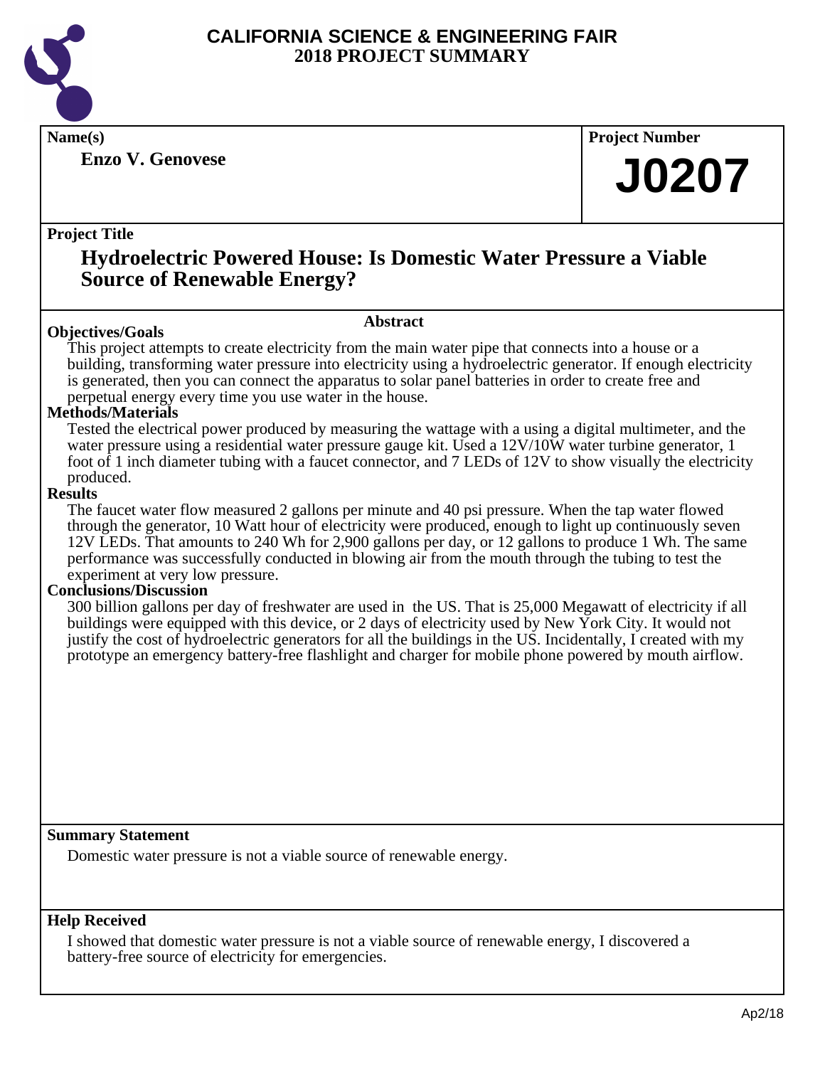# CALIFORNIA SCIENCE & ENGINEERING FAIR
## 2018 PROJECT SUMMARY

**Name(s)**

**Enzo V. Genovese**

**Project Number**

# J0207

**Project Title**

## Hydroelectric Powered House: Is Domestic Water Pressure a Viable Source of Renewable Energy?

### Abstract

**Objectives/Goals**

This project attempts to create electricity from the main water pipe that connects into a house or a building, transforming water pressure into electricity using a hydroelectric generator. If enough electricity is generated, then you can connect the apparatus to solar panel batteries in order to create free and perpetual energy every time you use water in the house.

**Methods/Materials**

Tested the electrical power produced by measuring the wattage with a using a digital multimeter, and the water pressure using a residential water pressure gauge kit. Used a 12V/10W water turbine generator, 1 foot of 1 inch diameter tubing with a faucet connector, and 7 LEDs of 12V to show visually the electricity produced.

**Results**

The faucet water flow measured 2 gallons per minute and 40 psi pressure. When the tap water flowed through the generator, 10 Watt hour of electricity were produced, enough to light up continuously seven 12V LEDs. That amounts to 240 Wh for 2,900 gallons per day, or 12 gallons to produce 1 Wh. The same performance was successfully conducted in blowing air from the mouth through the tubing to test the experiment at very low pressure.

**Conclusions/Discussion**

300 billion gallons per day of freshwater are used in the US. That is 25,000 Megawatt of electricity if all buildings were equipped with this device, or 2 days of electricity used by New York City. It would not justify the cost of hydroelectric generators for all the buildings in the US. Incidentally, I created with my prototype an emergency battery-free flashlight and charger for mobile phone powered by mouth airflow.

**Summary Statement**

Domestic water pressure is not a viable source of renewable energy.

**Help Received**

I showed that domestic water pressure is not a viable source of renewable energy, I discovered a battery-free source of electricity for emergencies.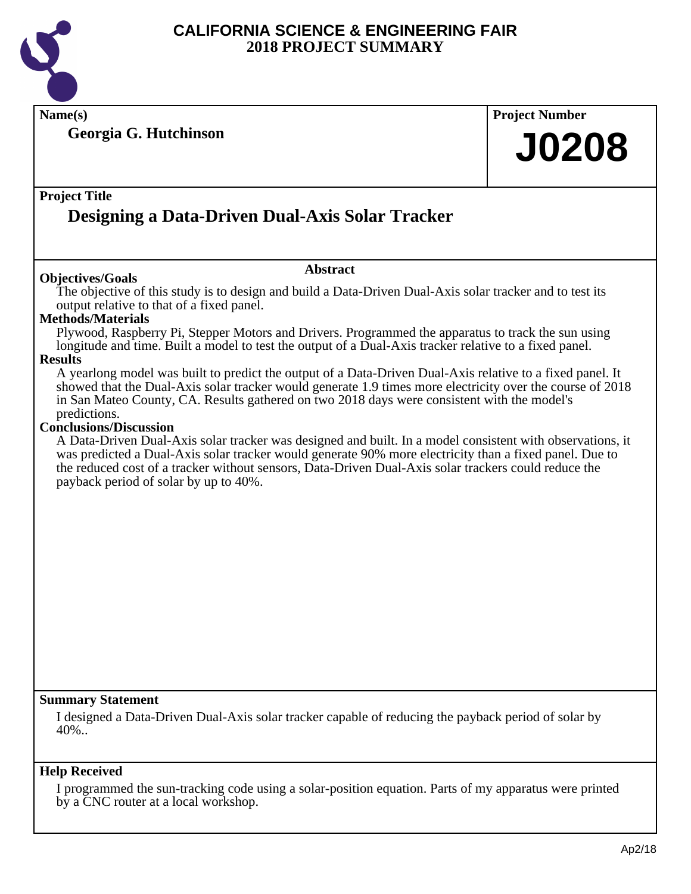# CALIFORNIA SCIENCE & ENGINEERING FAIR
## 2018 PROJECT SUMMARY

**Name(s)**

**Georgia G. Hutchinson**

**Project Number**

**J0208**

**Project Title**

## Designing a Data-Driven Dual-Axis Solar Tracker

### Abstract

**Objectives/Goals**

The objective of this study is to design and build a Data-Driven Dual-Axis solar tracker and to test its output relative to that of a fixed panel.

**Methods/Materials**

Plywood, Raspberry Pi, Stepper Motors and Drivers. Programmed the apparatus to track the sun using longitude and time. Built a model to test the output of a Dual-Axis tracker relative to a fixed panel.

**Results**

A yearlong model was built to predict the output of a Data-Driven Dual-Axis relative to a fixed panel. It showed that the Dual-Axis solar tracker would generate 1.9 times more electricity over the course of 2018 in San Mateo County, CA. Results gathered on two 2018 days were consistent with the model's predictions.

**Conclusions/Discussion**

A Data-Driven Dual-Axis solar tracker was designed and built. In a model consistent with observations, it was predicted a Dual-Axis solar tracker would generate 90% more electricity than a fixed panel. Due to the reduced cost of a tracker without sensors, Data-Driven Dual-Axis solar trackers could reduce the payback period of solar by up to 40%.

**Summary Statement**

I designed a Data-Driven Dual-Axis solar tracker capable of reducing the payback period of solar by 40%..

**Help Received**

I programmed the sun-tracking code using a solar-position equation. Parts of my apparatus were printed by a CNC router at a local workshop.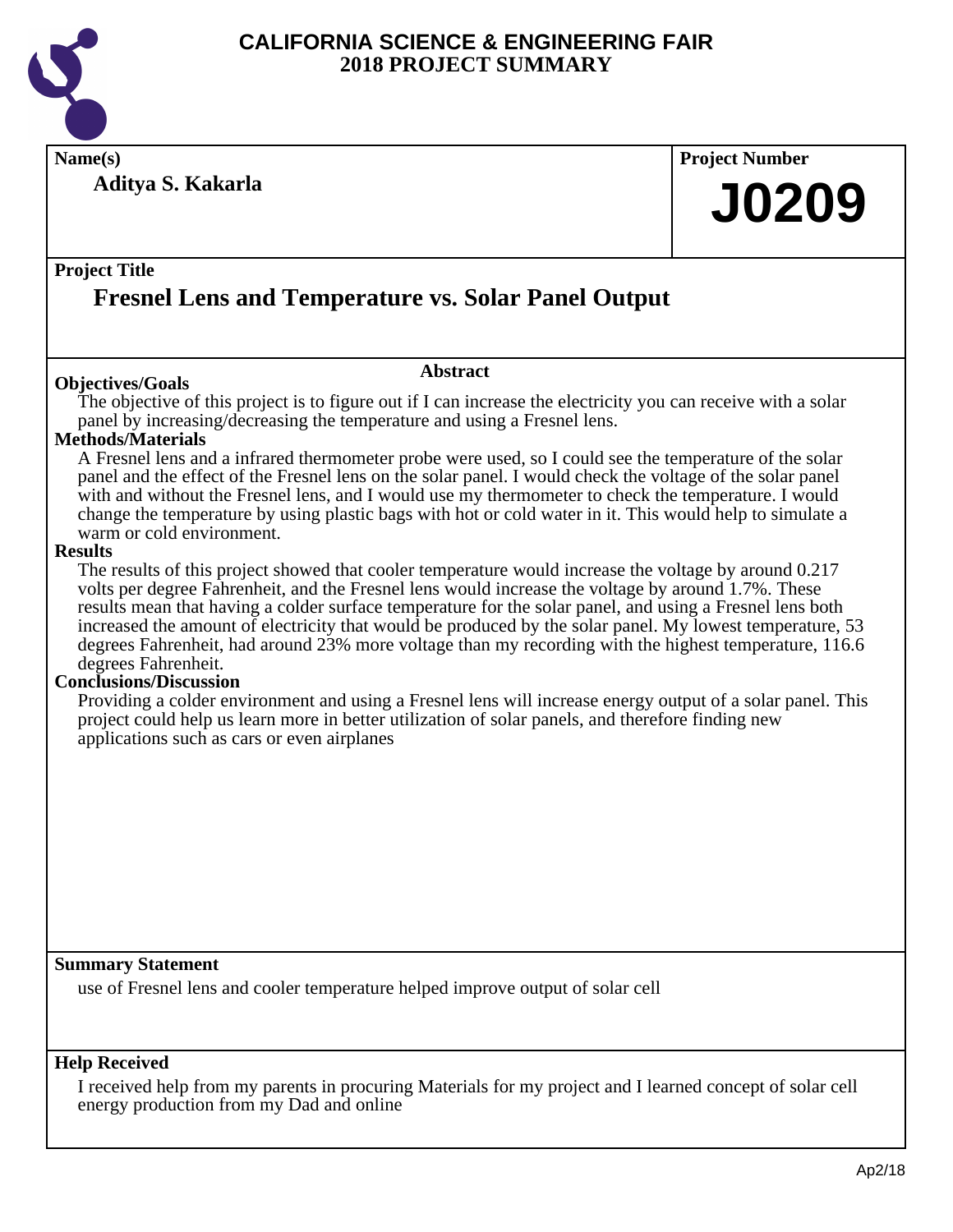# CALIFORNIA SCIENCE & ENGINEERING FAIR
## 2018 PROJECT SUMMARY

**Name(s)**

**Aditya S. Kakarla**

**Project Number**

**J0209**

**Project Title**

## Fresnel Lens and Temperature vs. Solar Panel Output

### Abstract

**Objectives/Goals**

The objective of this project is to figure out if I can increase the electricity you can receive with a solar panel by increasing/decreasing the temperature and using a Fresnel lens.

**Methods/Materials**

A Fresnel lens and a infrared thermometer probe were used, so I could see the temperature of the solar panel and the effect of the Fresnel lens on the solar panel. I would check the voltage of the solar panel with and without the Fresnel lens, and I would use my thermometer to check the temperature. I would change the temperature by using plastic bags with hot or cold water in it. This would help to simulate a warm or cold environment.

**Results**

The results of this project showed that cooler temperature would increase the voltage by around 0.217 volts per degree Fahrenheit, and the Fresnel lens would increase the voltage by around 1.7%. These results mean that having a colder surface temperature for the solar panel, and using a Fresnel lens both increased the amount of electricity that would be produced by the solar panel. My lowest temperature, 53 degrees Fahrenheit, had around 23% more voltage than my recording with the highest temperature, 116.6 degrees Fahrenheit.

**Conclusions/Discussion**

Providing a colder environment and using a Fresnel lens will increase energy output of a solar panel. This project could help us learn more in better utilization of solar panels, and therefore finding new applications such as cars or even airplanes

**Summary Statement**

use of Fresnel lens and cooler temperature helped improve output of solar cell

**Help Received**

I received help from my parents in procuring Materials for my project and I learned concept of solar cell energy production from my Dad and online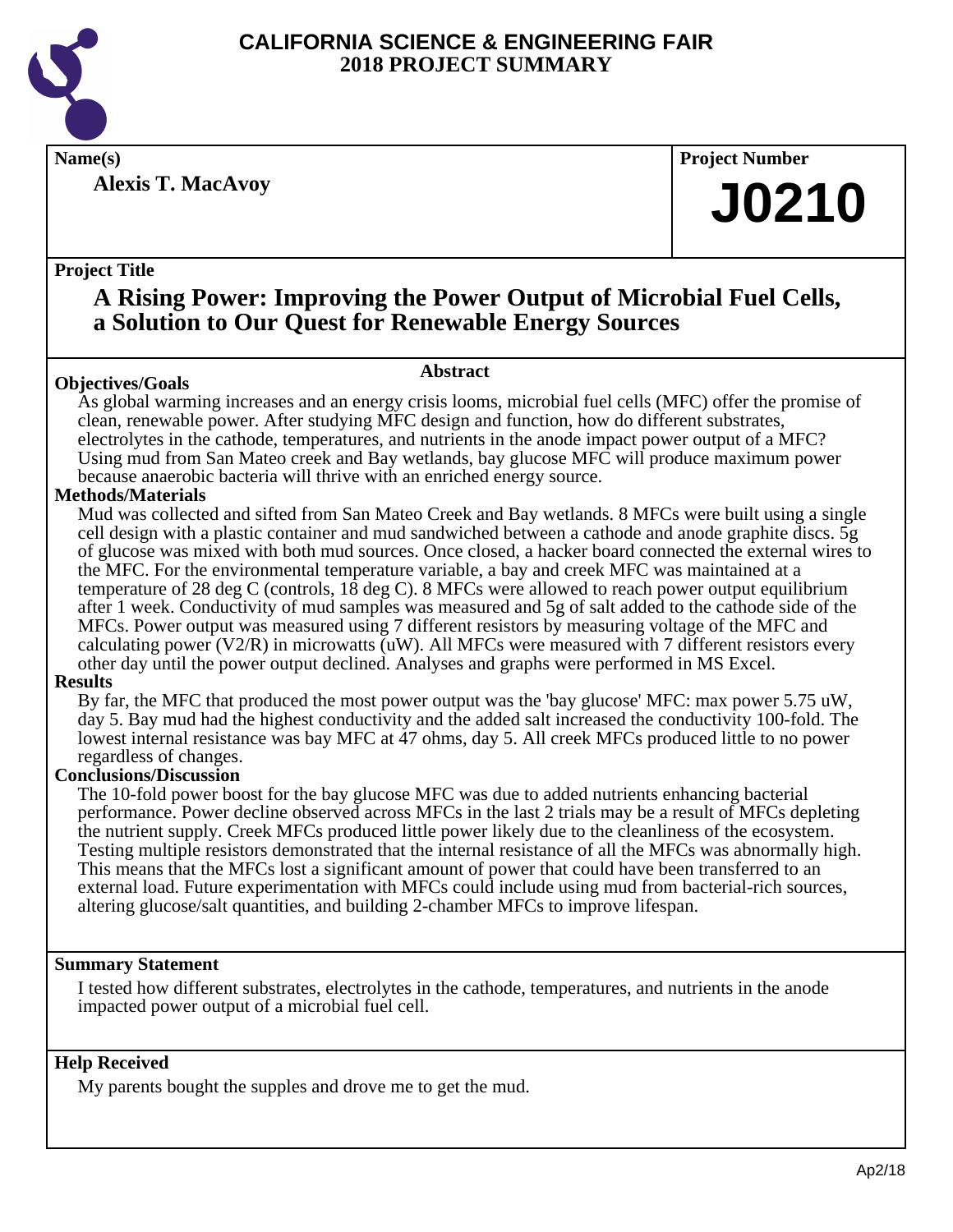# CALIFORNIA SCIENCE & ENGINEERING FAIR
# 2018 PROJECT SUMMARY

**Name(s)**

**Alexis T. MacAvoy**

**Project Number**

**J0210**

**Project Title**

## A Rising Power: Improving the Power Output of Microbial Fuel Cells, a Solution to Our Quest for Renewable Energy Sources

**Abstract**

**Objectives/Goals**

As global warming increases and an energy crisis looms, microbial fuel cells (MFC) offer the promise of clean, renewable power. After studying MFC design and function, how do different substrates, electrolytes in the cathode, temperatures, and nutrients in the anode impact power output of a MFC? Using mud from San Mateo creek and Bay wetlands, bay glucose MFC will produce maximum power because anaerobic bacteria will thrive with an enriched energy source.

**Methods/Materials**

Mud was collected and sifted from San Mateo Creek and Bay wetlands. 8 MFCs were built using a single cell design with a plastic container and mud sandwiched between a cathode and anode graphite discs. 5g of glucose was mixed with both mud sources. Once closed, a hacker board connected the external wires to the MFC. For the environmental temperature variable, a bay and creek MFC was maintained at a temperature of 28 deg C (controls, 18 deg C). 8 MFCs were allowed to reach power output equilibrium after 1 week. Conductivity of mud samples was measured and 5g of salt added to the cathode side of the MFCs. Power output was measured using 7 different resistors by measuring voltage of the MFC and calculating power (V2/R) in microwatts (uW). All MFCs were measured with 7 different resistors every other day until the power output declined. Analyses and graphs were performed in MS Excel.

**Results**

By far, the MFC that produced the most power output was the 'bay glucose' MFC: max power 5.75 uW, day 5. Bay mud had the highest conductivity and the added salt increased the conductivity 100-fold. The lowest internal resistance was bay MFC at 47 ohms, day 5. All creek MFCs produced little to no power regardless of changes.

**Conclusions/Discussion**

The 10-fold power boost for the bay glucose MFC was due to added nutrients enhancing bacterial performance. Power decline observed across MFCs in the last 2 trials may be a result of MFCs depleting the nutrient supply. Creek MFCs produced little power likely due to the cleanliness of the ecosystem. Testing multiple resistors demonstrated that the internal resistance of all the MFCs was abnormally high. This means that the MFCs lost a significant amount of power that could have been transferred to an external load. Future experimentation with MFCs could include using mud from bacterial-rich sources, altering glucose/salt quantities, and building 2-chamber MFCs to improve lifespan.

**Summary Statement**

I tested how different substrates, electrolytes in the cathode, temperatures, and nutrients in the anode impacted power output of a microbial fuel cell.

**Help Received**

My parents bought the supples and drove me to get the mud.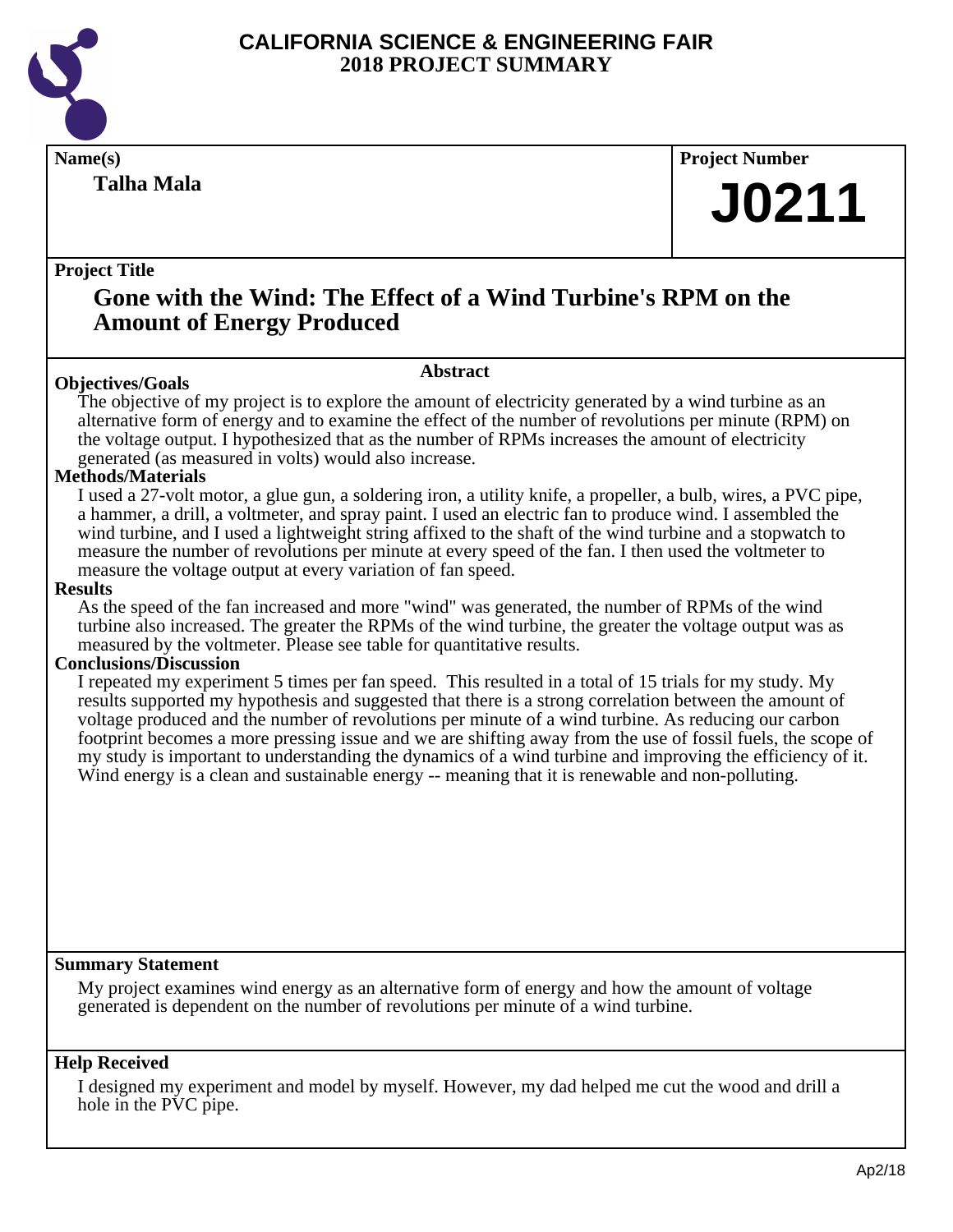# CALIFORNIA SCIENCE & ENGINEERING FAIR
## 2018 PROJECT SUMMARY

**Name(s)**

**Talha Mala**

**Project Number**

**J0211**

**Project Title**

## Gone with the Wind: The Effect of a Wind Turbine's RPM on the Amount of Energy Produced

### Abstract

**Objectives/Goals**

The objective of my project is to explore the amount of electricity generated by a wind turbine as an alternative form of energy and to examine the effect of the number of revolutions per minute (RPM) on the voltage output. I hypothesized that as the number of RPMs increases the amount of electricity generated (as measured in volts) would also increase.

**Methods/Materials**

I used a 27-volt motor, a glue gun, a soldering iron, a utility knife, a propeller, a bulb, wires, a PVC pipe, a hammer, a drill, a voltmeter, and spray paint. I used an electric fan to produce wind. I assembled the wind turbine, and I used a lightweight string affixed to the shaft of the wind turbine and a stopwatch to measure the number of revolutions per minute at every speed of the fan. I then used the voltmeter to measure the voltage output at every variation of fan speed.

**Results**

As the speed of the fan increased and more "wind" was generated, the number of RPMs of the wind turbine also increased. The greater the RPMs of the wind turbine, the greater the voltage output was as measured by the voltmeter. Please see table for quantitative results.

**Conclusions/Discussion**

I repeated my experiment 5 times per fan speed. This resulted in a total of 15 trials for my study. My results supported my hypothesis and suggested that there is a strong correlation between the amount of voltage produced and the number of revolutions per minute of a wind turbine. As reducing our carbon footprint becomes a more pressing issue and we are shifting away from the use of fossil fuels, the scope of my study is important to understanding the dynamics of a wind turbine and improving the efficiency of it. Wind energy is a clean and sustainable energy -- meaning that it is renewable and non-polluting.

**Summary Statement**

My project examines wind energy as an alternative form of energy and how the amount of voltage generated is dependent on the number of revolutions per minute of a wind turbine.

**Help Received**

I designed my experiment and model by myself. However, my dad helped me cut the wood and drill a hole in the PVC pipe.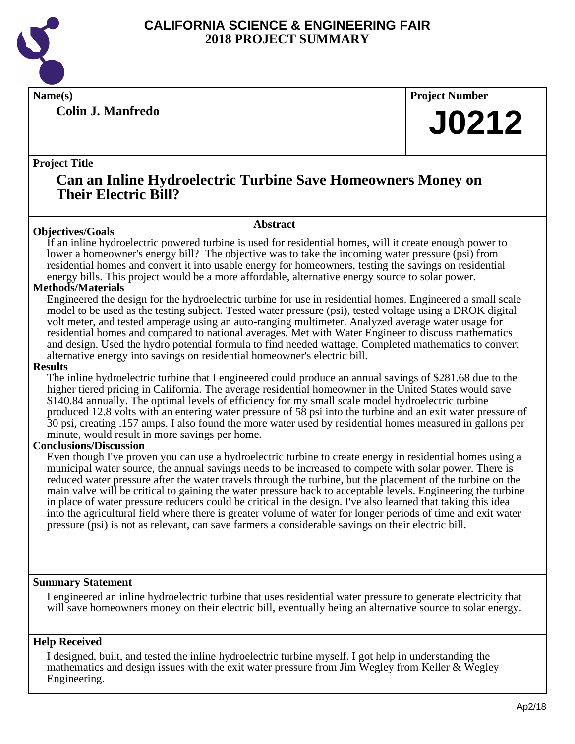# CALIFORNIA SCIENCE & ENGINEERING FAIR
## 2018 PROJECT SUMMARY

**Name(s)**

**Colin J. Manfredo**

**Project Number**

**J0212**

**Project Title**

## Can an Inline Hydroelectric Turbine Save Homeowners Money on Their Electric Bill?

### Abstract

**Objectives/Goals**

If an inline hydroelectric powered turbine is used for residential homes, will it create enough power to lower a homeowner's energy bill? The objective was to take the incoming water pressure (psi) from residential homes and convert it into usable energy for homeowners, testing the savings on residential energy bills. This project would be a more affordable, alternative energy source to solar power.

**Methods/Materials**

Engineered the design for the hydroelectric turbine for use in residential homes. Engineered a small scale model to be used as the testing subject. Tested water pressure (psi), tested voltage using a DROK digital volt meter, and tested amperage using an auto-ranging multimeter. Analyzed average water usage for residential homes and compared to national averages. Met with Water Engineer to discuss mathematics and design. Used the hydro potential formula to find needed wattage. Completed mathematics to convert alternative energy into savings on residential homeowner's electric bill.

**Results**

The inline hydroelectric turbine that I engineered could produce an annual savings of $281.68 due to the higher tiered pricing in California. The average residential homeowner in the United States would save $140.84 annually. The optimal levels of efficiency for my small scale model hydroelectric turbine produced 12.8 volts with an entering water pressure of 58 psi into the turbine and an exit water pressure of 30 psi, creating .157 amps. I also found the more water used by residential homes measured in gallons per minute, would result in more savings per home.

**Conclusions/Discussion**

Even though I've proven you can use a hydroelectric turbine to create energy in residential homes using a municipal water source, the annual savings needs to be increased to compete with solar power. There is reduced water pressure after the water travels through the turbine, but the placement of the turbine on the main valve will be critical to gaining the water pressure back to acceptable levels. Engineering the turbine in place of water pressure reducers could be critical in the design. I've also learned that taking this idea into the agricultural field where there is greater volume of water for longer periods of time and exit water pressure (psi) is not as relevant, can save farmers a considerable savings on their electric bill.

**Summary Statement**

I engineered an inline hydroelectric turbine that uses residential water pressure to generate electricity that will save homeowners money on their electric bill, eventually being an alternative source to solar energy.

**Help Received**

I designed, built, and tested the inline hydroelectric turbine myself. I got help in understanding the mathematics and design issues with the exit water pressure from Jim Wegley from Keller & Wegley Engineering.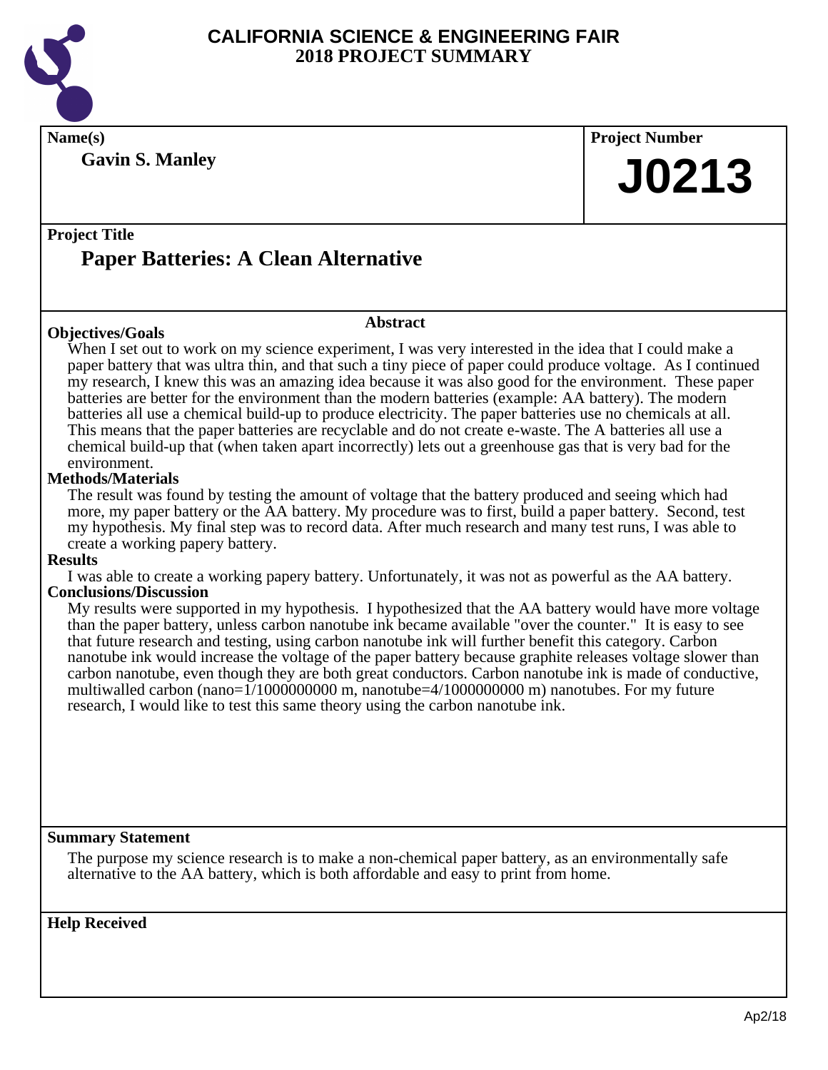# CALIFORNIA SCIENCE & ENGINEERING FAIR
## 2018 PROJECT SUMMARY

**Name(s)**

**Gavin S. Manley**

**Project Number**

**J0213**

**Project Title**

## Paper Batteries: A Clean Alternative

### Abstract

**Objectives/Goals**

When I set out to work on my science experiment, I was very interested in the idea that I could make a paper battery that was ultra thin, and that such a tiny piece of paper could produce voltage. As I continued my research, I knew this was an amazing idea because it was also good for the environment. These paper batteries are better for the environment than the modern batteries (example: AA battery). The modern batteries all use a chemical build-up to produce electricity. The paper batteries use no chemicals at all. This means that the paper batteries are recyclable and do not create e-waste. The A batteries all use a chemical build-up that (when taken apart incorrectly) lets out a greenhouse gas that is very bad for the environment.

**Methods/Materials**

The result was found by testing the amount of voltage that the battery produced and seeing which had more, my paper battery or the AA battery. My procedure was to first, build a paper battery. Second, test my hypothesis. My final step was to record data. After much research and many test runs, I was able to create a working papery battery.

**Results**

I was able to create a working papery battery. Unfortunately, it was not as powerful as the AA battery.

**Conclusions/Discussion**

My results were supported in my hypothesis. I hypothesized that the AA battery would have more voltage than the paper battery, unless carbon nanotube ink became available "over the counter." It is easy to see that future research and testing, using carbon nanotube ink will further benefit this category. Carbon nanotube ink would increase the voltage of the paper battery because graphite releases voltage slower than carbon nanotube, even though they are both great conductors. Carbon nanotube ink is made of conductive, multiwalled carbon (nano=1/1000000000 m, nanotube=4/1000000000 m) nanotubes. For my future research, I would like to test this same theory using the carbon nanotube ink.

**Summary Statement**

The purpose my science research is to make a non-chemical paper battery, as an environmentally safe alternative to the AA battery, which is both affordable and easy to print from home.

**Help Received**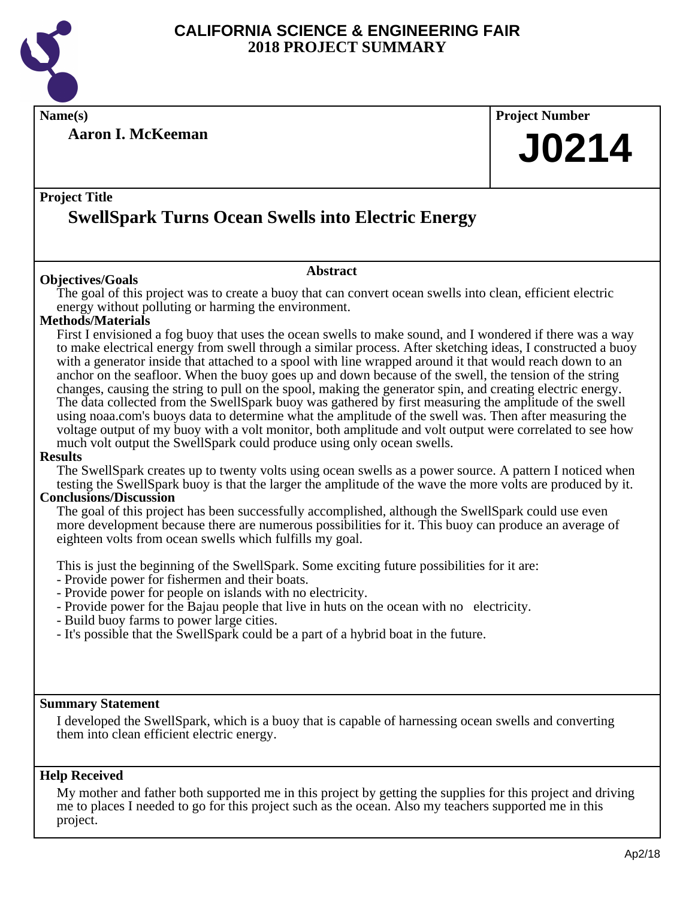# CALIFORNIA SCIENCE & ENGINEERING FAIR
## 2018 PROJECT SUMMARY

**Name(s)**

**Aaron I. McKeeman**

**Project Number**

**J0214**

**Project Title**

## SwellSpark Turns Ocean Swells into Electric Energy

### Abstract

**Objectives/Goals**

The goal of this project was to create a buoy that can convert ocean swells into clean, efficient electric energy without polluting or harming the environment.

**Methods/Materials**

First I envisioned a fog buoy that uses the ocean swells to make sound, and I wondered if there was a way to make electrical energy from swell through a similar process. After sketching ideas, I constructed a buoy with a generator inside that attached to a spool with line wrapped around it that would reach down to an anchor on the seafloor. When the buoy goes up and down because of the swell, the tension of the string changes, causing the string to pull on the spool, making the generator spin, and creating electric energy. The data collected from the SwellSpark buoy was gathered by first measuring the amplitude of the swell using noaa.com's buoys data to determine what the amplitude of the swell was. Then after measuring the voltage output of my buoy with a volt monitor, both amplitude and volt output were correlated to see how much volt output the SwellSpark could produce using only ocean swells.

**Results**

The SwellSpark creates up to twenty volts using ocean swells as a power source. A pattern I noticed when testing the SwellSpark buoy is that the larger the amplitude of the wave the more volts are produced by it.

**Conclusions/Discussion**

The goal of this project has been successfully accomplished, although the SwellSpark could use even more development because there are numerous possibilities for it. This buoy can produce an average of eighteen volts from ocean swells which fulfills my goal.

This is just the beginning of the SwellSpark. Some exciting future possibilities for it are:

- Provide power for fishermen and their boats.
- Provide power for people on islands with no electricity.
- Provide power for the Bajau people that live in huts on the ocean with no electricity.
- Build buoy farms to power large cities.
- It's possible that the SwellSpark could be a part of a hybrid boat in the future.

**Summary Statement**

I developed the SwellSpark, which is a buoy that is capable of harnessing ocean swells and converting them into clean efficient electric energy.

**Help Received**

My mother and father both supported me in this project by getting the supplies for this project and driving me to places I needed to go for this project such as the ocean. Also my teachers supported me in this project.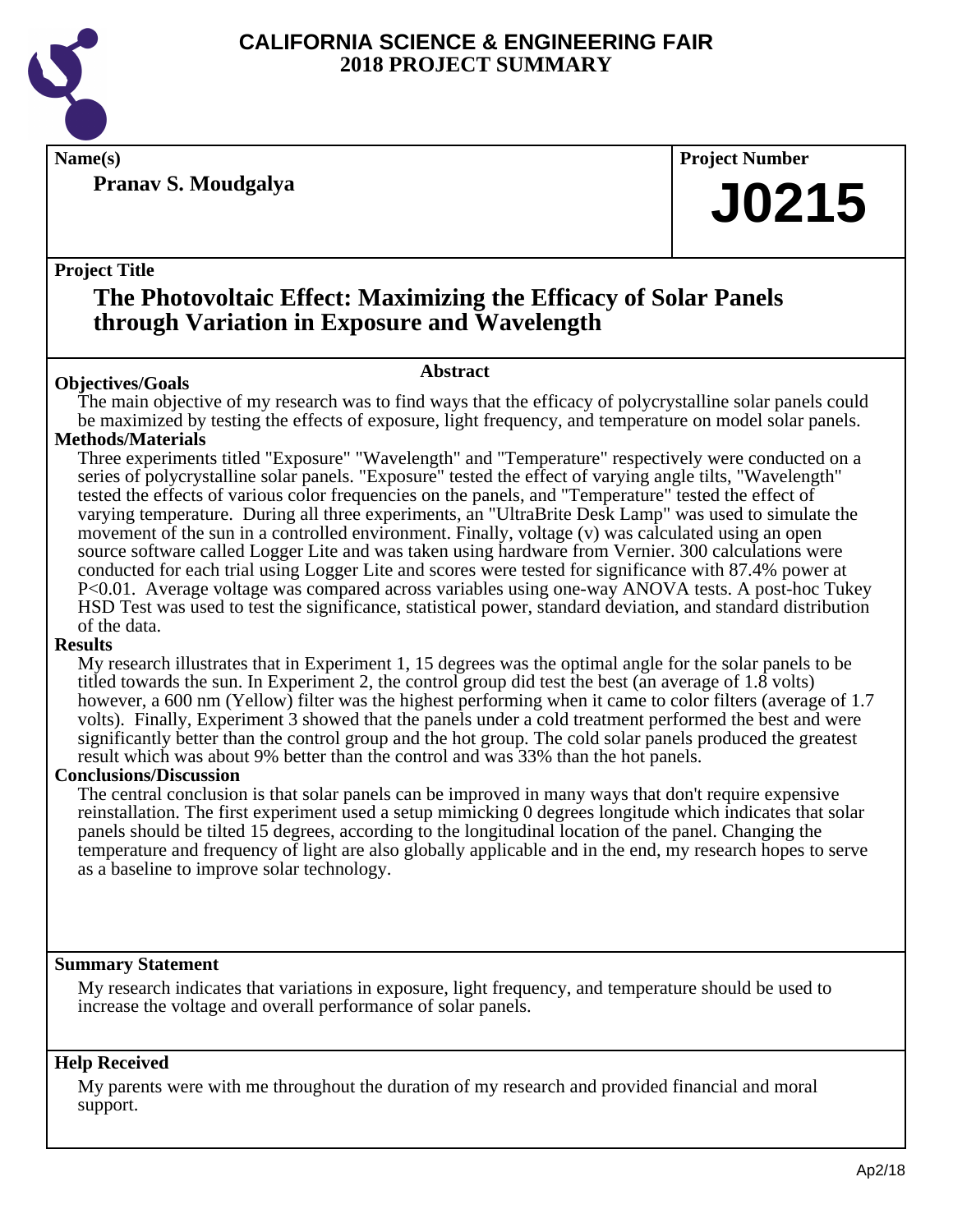# CALIFORNIA SCIENCE & ENGINEERING FAIR
## 2018 PROJECT SUMMARY

**Name(s)**

**Pranav S. Moudgalya**

**Project Number**

**J0215**

**Project Title**

## The Photovoltaic Effect: Maximizing the Efficacy of Solar Panels through Variation in Exposure and Wavelength

### Abstract

**Objectives/Goals**

The main objective of my research was to find ways that the efficacy of polycrystalline solar panels could be maximized by testing the effects of exposure, light frequency, and temperature on model solar panels.

**Methods/Materials**

Three experiments titled "Exposure" "Wavelength" and "Temperature" respectively were conducted on a series of polycrystalline solar panels. "Exposure" tested the effect of varying angle tilts, "Wavelength" tested the effects of various color frequencies on the panels, and "Temperature" tested the effect of varying temperature. During all three experiments, an "UltraBrite Desk Lamp" was used to simulate the movement of the sun in a controlled environment. Finally, voltage (v) was calculated using an open source software called Logger Lite and was taken using hardware from Vernier. 300 calculations were conducted for each trial using Logger Lite and scores were tested for significance with 87.4% power at P<0.01. Average voltage was compared across variables using one-way ANOVA tests. A post-hoc Tukey HSD Test was used to test the significance, statistical power, standard deviation, and standard distribution of the data.

**Results**

My research illustrates that in Experiment 1, 15 degrees was the optimal angle for the solar panels to be titled towards the sun. In Experiment 2, the control group did test the best (an average of 1.8 volts) however, a 600 nm (Yellow) filter was the highest performing when it came to color filters (average of 1.7 volts). Finally, Experiment 3 showed that the panels under a cold treatment performed the best and were significantly better than the control group and the hot group. The cold solar panels produced the greatest result which was about 9% better than the control and was 33% than the hot panels.

**Conclusions/Discussion**

The central conclusion is that solar panels can be improved in many ways that don't require expensive reinstallation. The first experiment used a setup mimicking 0 degrees longitude which indicates that solar panels should be tilted 15 degrees, according to the longitudinal location of the panel. Changing the temperature and frequency of light are also globally applicable and in the end, my research hopes to serve as a baseline to improve solar technology.

**Summary Statement**

My research indicates that variations in exposure, light frequency, and temperature should be used to increase the voltage and overall performance of solar panels.

**Help Received**

My parents were with me throughout the duration of my research and provided financial and moral support.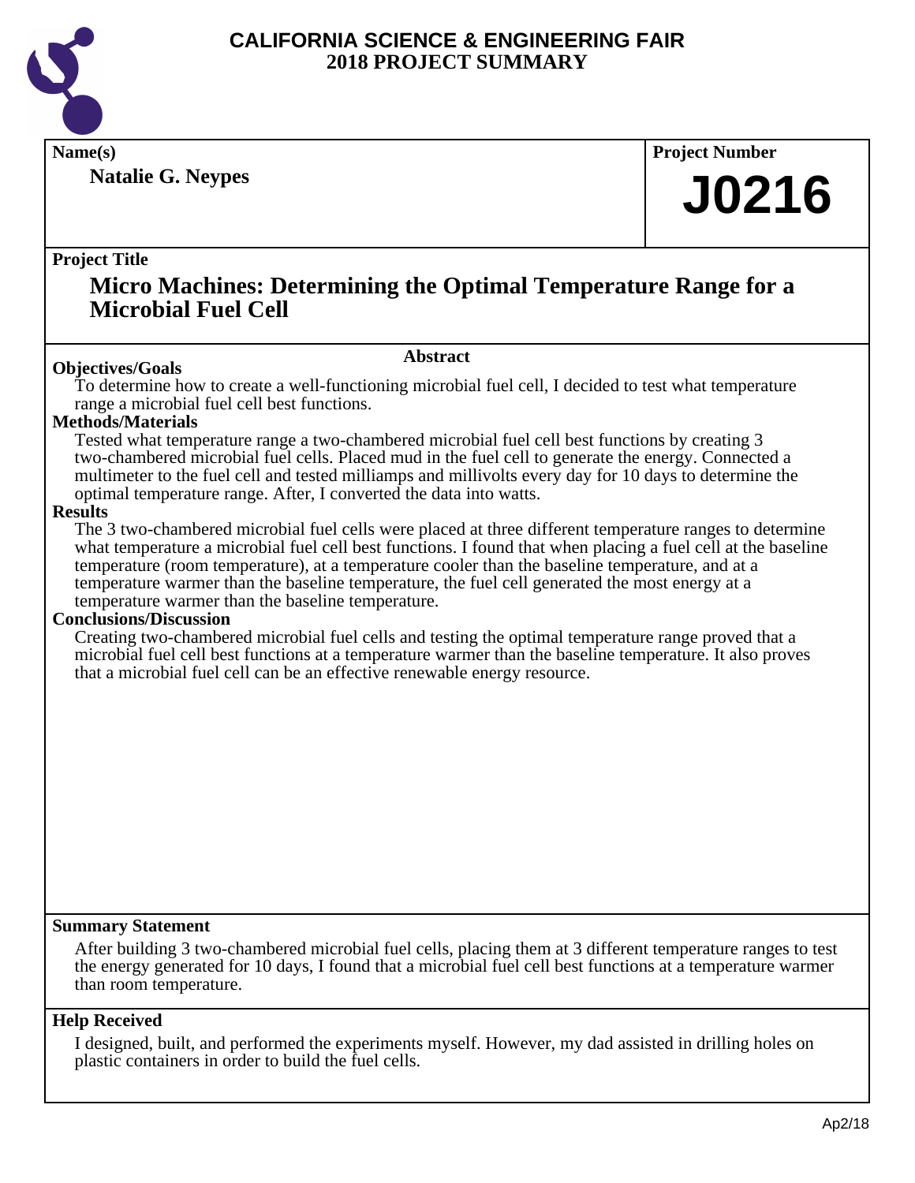# CALIFORNIA SCIENCE & ENGINEERING FAIR
## 2018 PROJECT SUMMARY

**Name(s)**

**Natalie G. Neypes**

**Project Number**

# J0216

**Project Title**

## Micro Machines: Determining the Optimal Temperature Range for a Microbial Fuel Cell

### Abstract

**Objectives/Goals**

To determine how to create a well-functioning microbial fuel cell, I decided to test what temperature range a microbial fuel cell best functions.

**Methods/Materials**

Tested what temperature range a two-chambered microbial fuel cell best functions by creating 3 two-chambered microbial fuel cells. Placed mud in the fuel cell to generate the energy. Connected a multimeter to the fuel cell and tested milliamps and millivolts every day for 10 days to determine the optimal temperature range. After, I converted the data into watts.

**Results**

The 3 two-chambered microbial fuel cells were placed at three different temperature ranges to determine what temperature a microbial fuel cell best functions. I found that when placing a fuel cell at the baseline temperature (room temperature), at a temperature cooler than the baseline temperature, and at a temperature warmer than the baseline temperature, the fuel cell generated the most energy at a temperature warmer than the baseline temperature.

**Conclusions/Discussion**

Creating two-chambered microbial fuel cells and testing the optimal temperature range proved that a microbial fuel cell best functions at a temperature warmer than the baseline temperature. It also proves that a microbial fuel cell can be an effective renewable energy resource.

**Summary Statement**

After building 3 two-chambered microbial fuel cells, placing them at 3 different temperature ranges to test the energy generated for 10 days, I found that a microbial fuel cell best functions at a temperature warmer than room temperature.

**Help Received**

I designed, built, and performed the experiments myself. However, my dad assisted in drilling holes on plastic containers in order to build the fuel cells.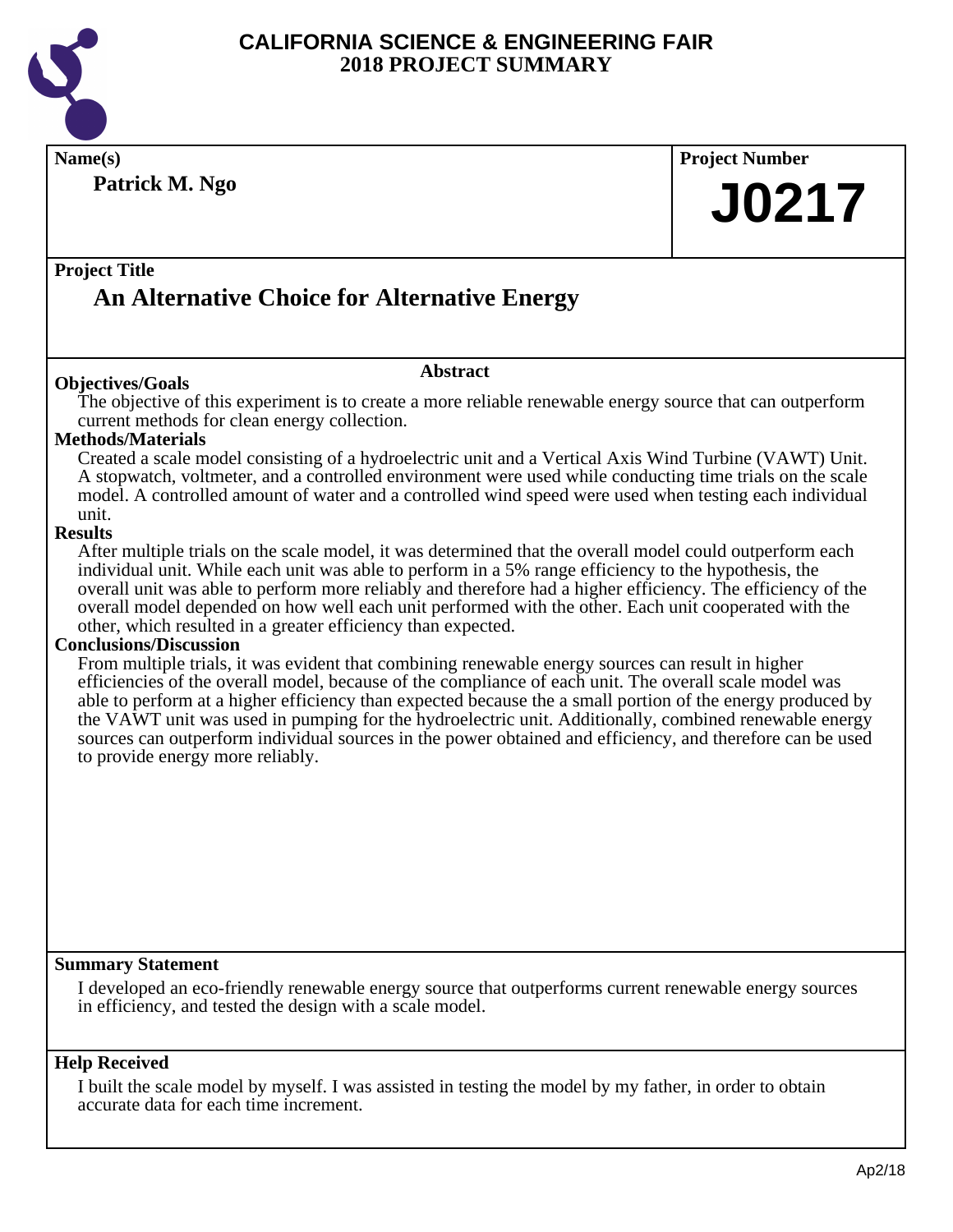# CALIFORNIA SCIENCE & ENGINEERING FAIR
## 2018 PROJECT SUMMARY

**Name(s)**

**Patrick M. Ngo**

**Project Number**

**J0217**

**Project Title**

## An Alternative Choice for Alternative Energy

### Abstract

**Objectives/Goals**

The objective of this experiment is to create a more reliable renewable energy source that can outperform current methods for clean energy collection.

**Methods/Materials**

Created a scale model consisting of a hydroelectric unit and a Vertical Axis Wind Turbine (VAWT) Unit. A stopwatch, voltmeter, and a controlled environment were used while conducting time trials on the scale model. A controlled amount of water and a controlled wind speed were used when testing each individual unit.

**Results**

After multiple trials on the scale model, it was determined that the overall model could outperform each individual unit. While each unit was able to perform in a 5% range efficiency to the hypothesis, the overall unit was able to perform more reliably and therefore had a higher efficiency. The efficiency of the overall model depended on how well each unit performed with the other. Each unit cooperated with the other, which resulted in a greater efficiency than expected.

**Conclusions/Discussion**

From multiple trials, it was evident that combining renewable energy sources can result in higher efficiencies of the overall model, because of the compliance of each unit. The overall scale model was able to perform at a higher efficiency than expected because the a small portion of the energy produced by the VAWT unit was used in pumping for the hydroelectric unit. Additionally, combined renewable energy sources can outperform individual sources in the power obtained and efficiency, and therefore can be used to provide energy more reliably.

**Summary Statement**

I developed an eco-friendly renewable energy source that outperforms current renewable energy sources in efficiency, and tested the design with a scale model.

**Help Received**

I built the scale model by myself. I was assisted in testing the model by my father, in order to obtain accurate data for each time increment.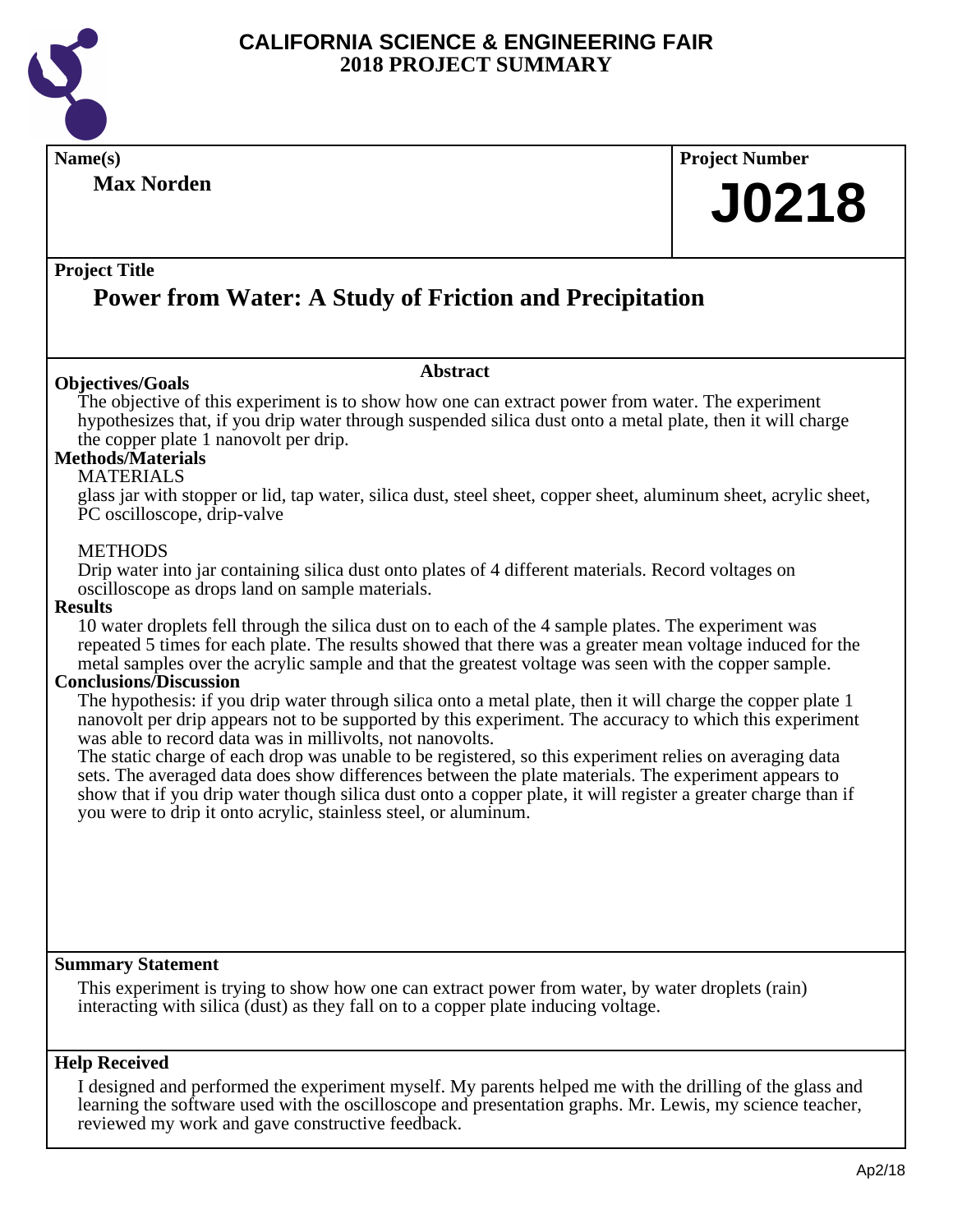# CALIFORNIA SCIENCE & ENGINEERING FAIR
## 2018 PROJECT SUMMARY

**Name(s)**

**Max Norden**

**Project Number**

**J0218**

**Project Title**

## Power from Water: A Study of Friction and Precipitation

### Abstract

**Objectives/Goals**

The objective of this experiment is to show how one can extract power from water. The experiment hypothesizes that, if you drip water through suspended silica dust onto a metal plate, then it will charge the copper plate 1 nanovolt per drip.

**Methods/Materials**

MATERIALS

glass jar with stopper or lid, tap water, silica dust, steel sheet, copper sheet, aluminum sheet, acrylic sheet, PC oscilloscope, drip-valve

METHODS

Drip water into jar containing silica dust onto plates of 4 different materials. Record voltages on oscilloscope as drops land on sample materials.

**Results**

10 water droplets fell through the silica dust on to each of the 4 sample plates. The experiment was repeated 5 times for each plate. The results showed that there was a greater mean voltage induced for the metal samples over the acrylic sample and that the greatest voltage was seen with the copper sample.

**Conclusions/Discussion**

The hypothesis: if you drip water through silica onto a metal plate, then it will charge the copper plate 1 nanovolt per drip appears not to be supported by this experiment. The accuracy to which this experiment was able to record data was in millivolts, not nanovolts.

The static charge of each drop was unable to be registered, so this experiment relies on averaging data sets. The averaged data does show differences between the plate materials. The experiment appears to show that if you drip water though silica dust onto a copper plate, it will register a greater charge than if you were to drip it onto acrylic, stainless steel, or aluminum.

**Summary Statement**

This experiment is trying to show how one can extract power from water, by water droplets (rain) interacting with silica (dust) as they fall on to a copper plate inducing voltage.

**Help Received**

I designed and performed the experiment myself. My parents helped me with the drilling of the glass and learning the software used with the oscilloscope and presentation graphs. Mr. Lewis, my science teacher, reviewed my work and gave constructive feedback.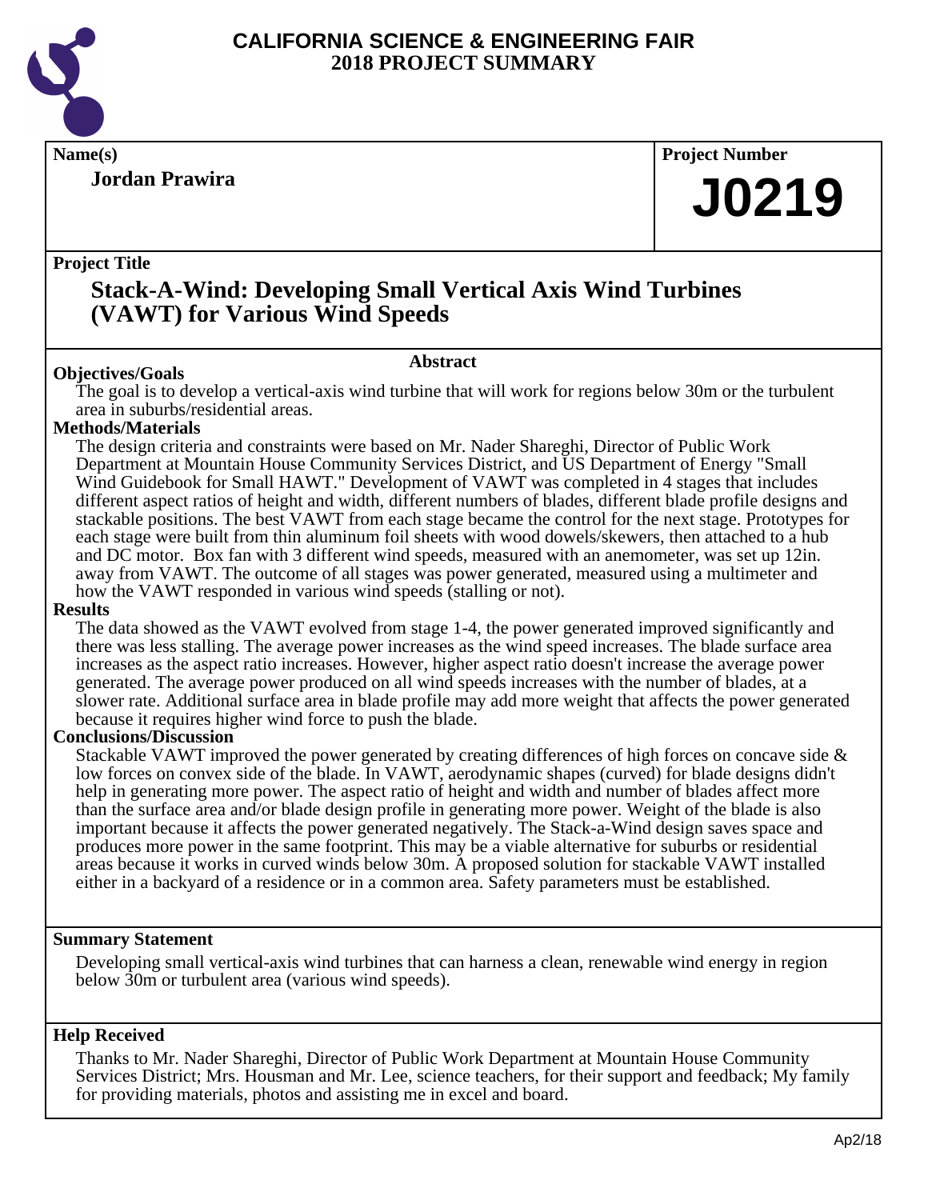# CALIFORNIA SCIENCE & ENGINEERING FAIR 2018 PROJECT SUMMARY

**Name(s)**

**Jordan Prawira**

**Project Number**

# J0219

**Project Title**

## Stack-A-Wind: Developing Small Vertical Axis Wind Turbines (VAWT) for Various Wind Speeds

### Abstract

**Objectives/Goals**

The goal is to develop a vertical-axis wind turbine that will work for regions below 30m or the turbulent area in suburbs/residential areas.

**Methods/Materials**

The design criteria and constraints were based on Mr. Nader Shareghi, Director of Public Work Department at Mountain House Community Services District, and US Department of Energy "Small Wind Guidebook for Small HAWT." Development of VAWT was completed in 4 stages that includes different aspect ratios of height and width, different numbers of blades, different blade profile designs and stackable positions. The best VAWT from each stage became the control for the next stage. Prototypes for each stage were built from thin aluminum foil sheets with wood dowels/skewers, then attached to a hub and DC motor. Box fan with 3 different wind speeds, measured with an anemometer, was set up 12in. away from VAWT. The outcome of all stages was power generated, measured using a multimeter and how the VAWT responded in various wind speeds (stalling or not).

**Results**

The data showed as the VAWT evolved from stage 1-4, the power generated improved significantly and there was less stalling. The average power increases as the wind speed increases. The blade surface area increases as the aspect ratio increases. However, higher aspect ratio doesn't increase the average power generated. The average power produced on all wind speeds increases with the number of blades, at a slower rate. Additional surface area in blade profile may add more weight that affects the power generated because it requires higher wind force to push the blade.

**Conclusions/Discussion**

Stackable VAWT improved the power generated by creating differences of high forces on concave side & low forces on convex side of the blade. In VAWT, aerodynamic shapes (curved) for blade designs didn't help in generating more power. The aspect ratio of height and width and number of blades affect more than the surface area and/or blade design profile in generating more power. Weight of the blade is also important because it affects the power generated negatively. The Stack-a-Wind design saves space and produces more power in the same footprint. This may be a viable alternative for suburbs or residential areas because it works in curved winds below 30m. A proposed solution for stackable VAWT installed either in a backyard of a residence or in a common area. Safety parameters must be established.

**Summary Statement**

Developing small vertical-axis wind turbines that can harness a clean, renewable wind energy in region below 30m or turbulent area (various wind speeds).

**Help Received**

Thanks to Mr. Nader Shareghi, Director of Public Work Department at Mountain House Community Services District; Mrs. Housman and Mr. Lee, science teachers, for their support and feedback; My family for providing materials, photos and assisting me in excel and board.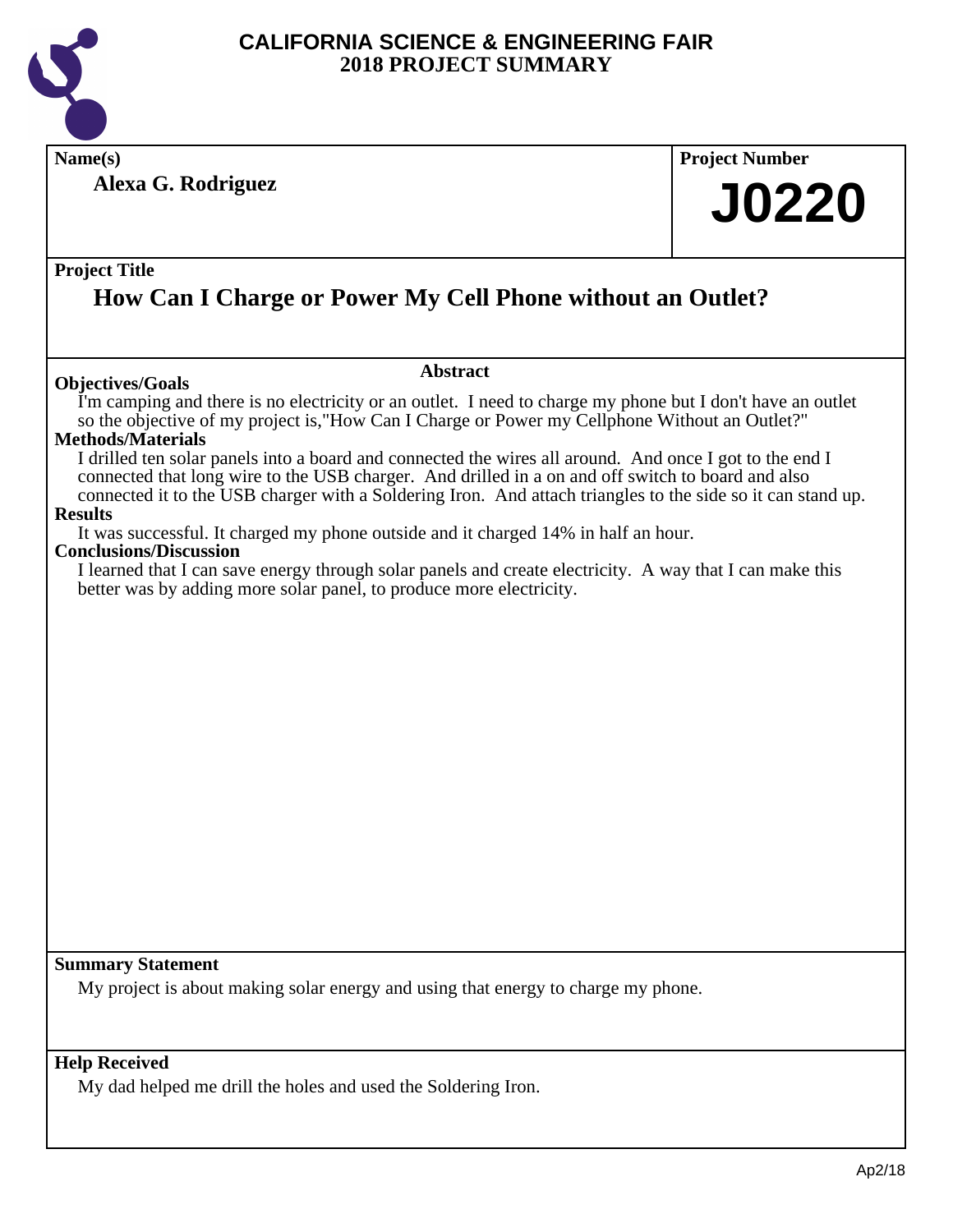# CALIFORNIA SCIENCE & ENGINEERING FAIR
## 2018 PROJECT SUMMARY

**Name(s)**

**Alexa G. Rodriguez**

**Project Number**

# J0220

**Project Title**

## How Can I Charge or Power My Cell Phone without an Outlet?

### Abstract

**Objectives/Goals**

I'm camping and there is no electricity or an outlet. I need to charge my phone but I don't have an outlet so the objective of my project is,"How Can I Charge or Power my Cellphone Without an Outlet?"

**Methods/Materials**

I drilled ten solar panels into a board and connected the wires all around. And once I got to the end I connected that long wire to the USB charger. And drilled in a on and off switch to board and also connected it to the USB charger with a Soldering Iron. And attach triangles to the side so it can stand up.

**Results**

It was successful. It charged my phone outside and it charged 14% in half an hour.

**Conclusions/Discussion**

I learned that I can save energy through solar panels and create electricity. A way that I can make this better was by adding more solar panel, to produce more electricity.

**Summary Statement**

My project is about making solar energy and using that energy to charge my phone.

**Help Received**

My dad helped me drill the holes and used the Soldering Iron.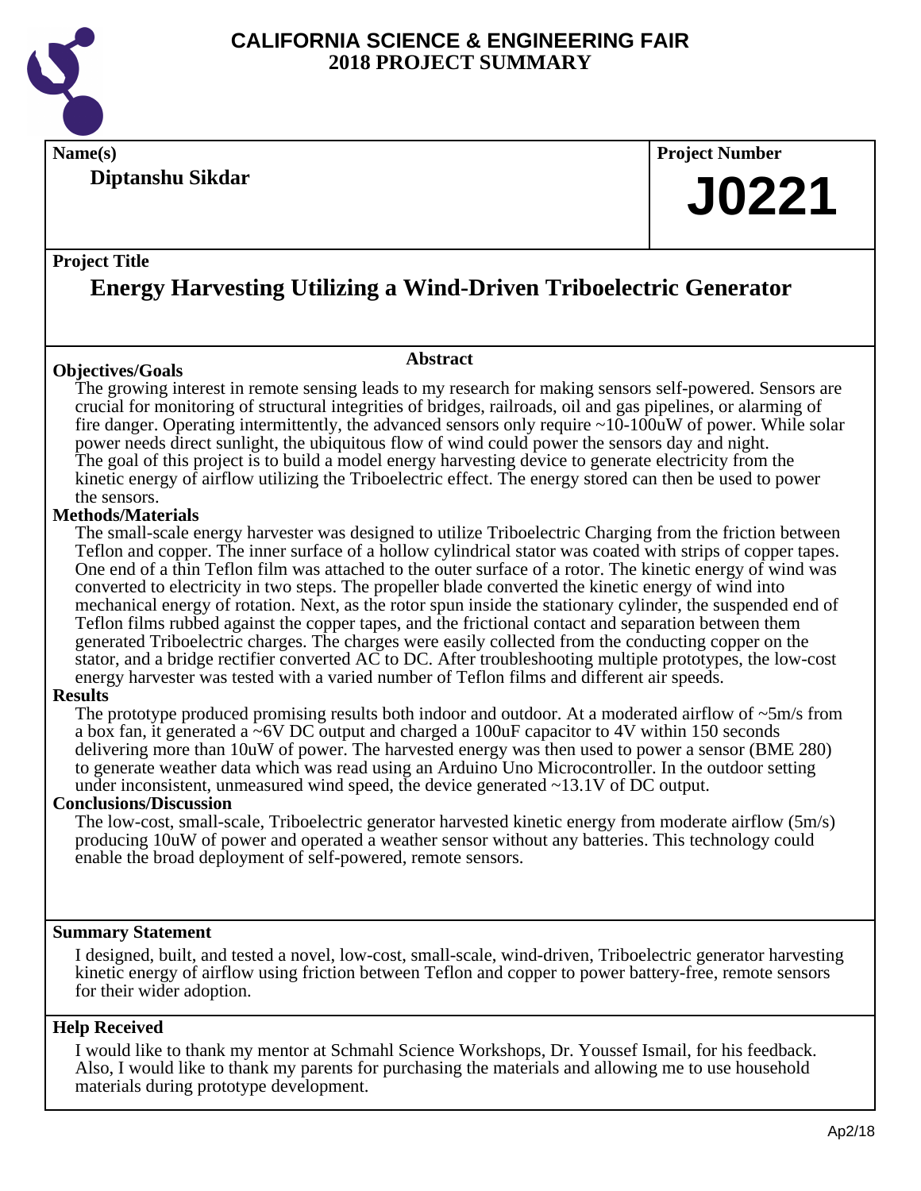# CALIFORNIA SCIENCE & ENGINEERING FAIR
## 2018 PROJECT SUMMARY

**Name(s)**

**Diptanshu Sikdar**

**Project Number**

# J0221

**Project Title**

## Energy Harvesting Utilizing a Wind-Driven Triboelectric Generator

**Abstract**

### Objectives/Goals

The growing interest in remote sensing leads to my research for making sensors self-powered. Sensors are crucial for monitoring of structural integrities of bridges, railroads, oil and gas pipelines, or alarming of fire danger. Operating intermittently, the advanced sensors only require ~10-100uW of power. While solar power needs direct sunlight, the ubiquitous flow of wind could power the sensors day and night.
The goal of this project is to build a model energy harvesting device to generate electricity from the kinetic energy of airflow utilizing the Triboelectric effect. The energy stored can then be used to power the sensors.

### Methods/Materials

The small-scale energy harvester was designed to utilize Triboelectric Charging from the friction between Teflon and copper. The inner surface of a hollow cylindrical stator was coated with strips of copper tapes. One end of a thin Teflon film was attached to the outer surface of a rotor. The kinetic energy of wind was converted to electricity in two steps. The propeller blade converted the kinetic energy of wind into mechanical energy of rotation. Next, as the rotor spun inside the stationary cylinder, the suspended end of Teflon films rubbed against the copper tapes, and the frictional contact and separation between them generated Triboelectric charges. The charges were easily collected from the conducting copper on the stator, and a bridge rectifier converted AC to DC. After troubleshooting multiple prototypes, the low-cost energy harvester was tested with a varied number of Teflon films and different air speeds.

### Results

The prototype produced promising results both indoor and outdoor. At a moderated airflow of ~5m/s from a box fan, it generated a ~6V DC output and charged a 100uF capacitor to 4V within 150 seconds delivering more than 10uW of power. The harvested energy was then used to power a sensor (BME 280) to generate weather data which was read using an Arduino Uno Microcontroller. In the outdoor setting under inconsistent, unmeasured wind speed, the device generated ~13.1V of DC output.

### Conclusions/Discussion

The low-cost, small-scale, Triboelectric generator harvested kinetic energy from moderate airflow (5m/s) producing 10uW of power and operated a weather sensor without any batteries. This technology could enable the broad deployment of self-powered, remote sensors.

**Summary Statement**

I designed, built, and tested a novel, low-cost, small-scale, wind-driven, Triboelectric generator harvesting kinetic energy of airflow using friction between Teflon and copper to power battery-free, remote sensors for their wider adoption.

**Help Received**

I would like to thank my mentor at Schmahl Science Workshops, Dr. Youssef Ismail, for his feedback. Also, I would like to thank my parents for purchasing the materials and allowing me to use household materials during prototype development.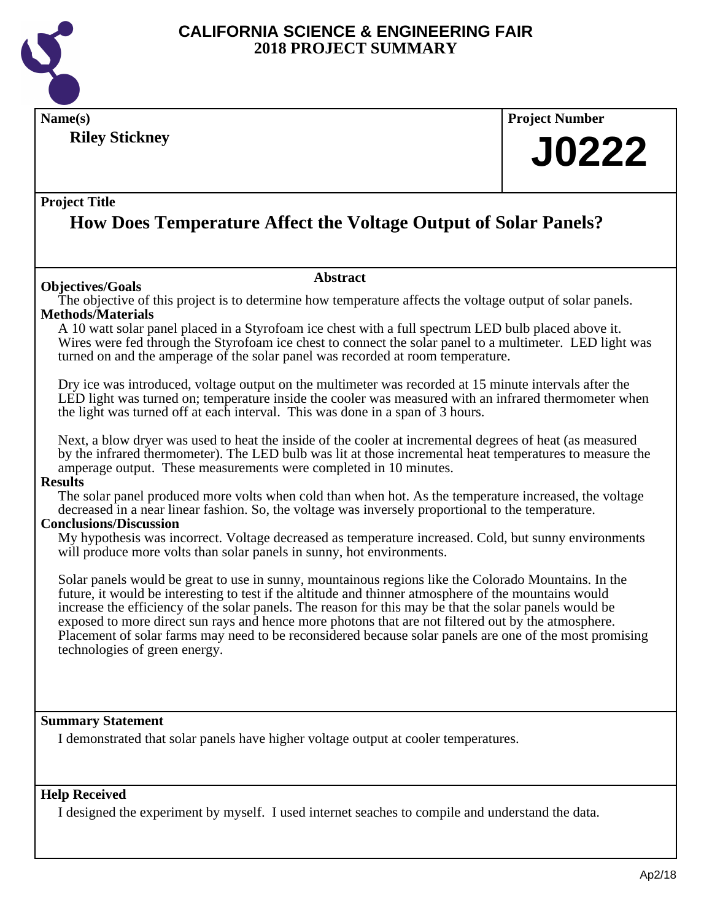# CALIFORNIA SCIENCE & ENGINEERING FAIR
# 2018 PROJECT SUMMARY

**Name(s)**

**Riley Stickney**

**Project Number**

**J0222**

**Project Title**

## How Does Temperature Affect the Voltage Output of Solar Panels?

**Abstract**

**Objectives/Goals**

The objective of this project is to determine how temperature affects the voltage output of solar panels.

**Methods/Materials**

A 10 watt solar panel placed in a Styrofoam ice chest with a full spectrum LED bulb placed above it. Wires were fed through the Styrofoam ice chest to connect the solar panel to a multimeter. LED light was turned on and the amperage of the solar panel was recorded at room temperature.

Dry ice was introduced, voltage output on the multimeter was recorded at 15 minute intervals after the LED light was turned on; temperature inside the cooler was measured with an infrared thermometer when the light was turned off at each interval. This was done in a span of 3 hours.

Next, a blow dryer was used to heat the inside of the cooler at incremental degrees of heat (as measured by the infrared thermometer). The LED bulb was lit at those incremental heat temperatures to measure the amperage output. These measurements were completed in 10 minutes.

**Results**

The solar panel produced more volts when cold than when hot. As the temperature increased, the voltage decreased in a near linear fashion. So, the voltage was inversely proportional to the temperature.

**Conclusions/Discussion**

My hypothesis was incorrect. Voltage decreased as temperature increased. Cold, but sunny environments will produce more volts than solar panels in sunny, hot environments.

Solar panels would be great to use in sunny, mountainous regions like the Colorado Mountains. In the future, it would be interesting to test if the altitude and thinner atmosphere of the mountains would increase the efficiency of the solar panels. The reason for this may be that the solar panels would be exposed to more direct sun rays and hence more photons that are not filtered out by the atmosphere. Placement of solar farms may need to be reconsidered because solar panels are one of the most promising technologies of green energy.

**Summary Statement**

I demonstrated that solar panels have higher voltage output at cooler temperatures.

**Help Received**

I designed the experiment by myself. I used internet seaches to compile and understand the data.